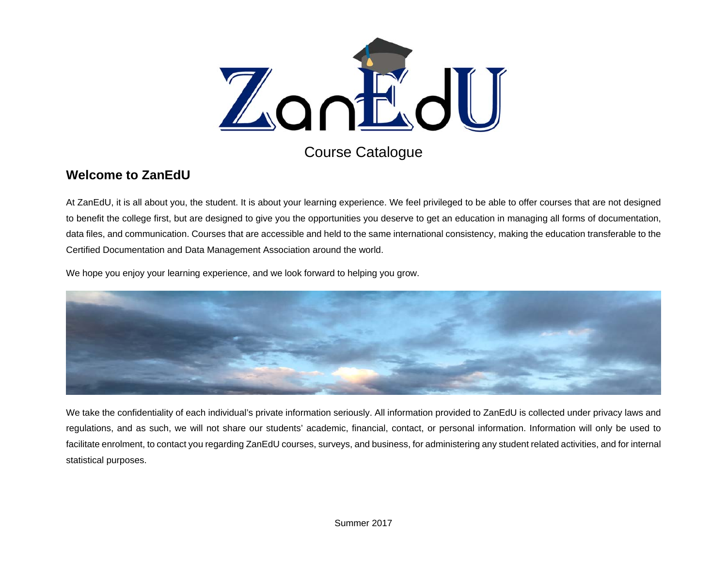# ZanEdU

Course Catalogue

## Welcome to ZanEdU

At ZanEdU, it is all about you, the student. It is about your learning experience. We feel privileged to be able to offer courses that are not designed to benefit the college first, but are designed to give you the opportunities you deserve to get an education in managing all forms of documentation, data files, and communication. Courses that are accessible and held to the same international consistency, making the education transferable to the Certified Documentation and Data Management Association around the world.

We hope you enjoy your learning experience, and we look forward to helping you grow.

We take the confidentiality of each individual's private information seriously. All information provided to ZanEdU is collected under privacy laws and regulations, and as such, we will not share our students' academic, financial, contact, or personal information. Information will only be used to facilitate enrolment, to contact you regarding ZanEdU courses, surveys, and business, for administering any student related activities, and for internal statistical purposes.

Summer 2017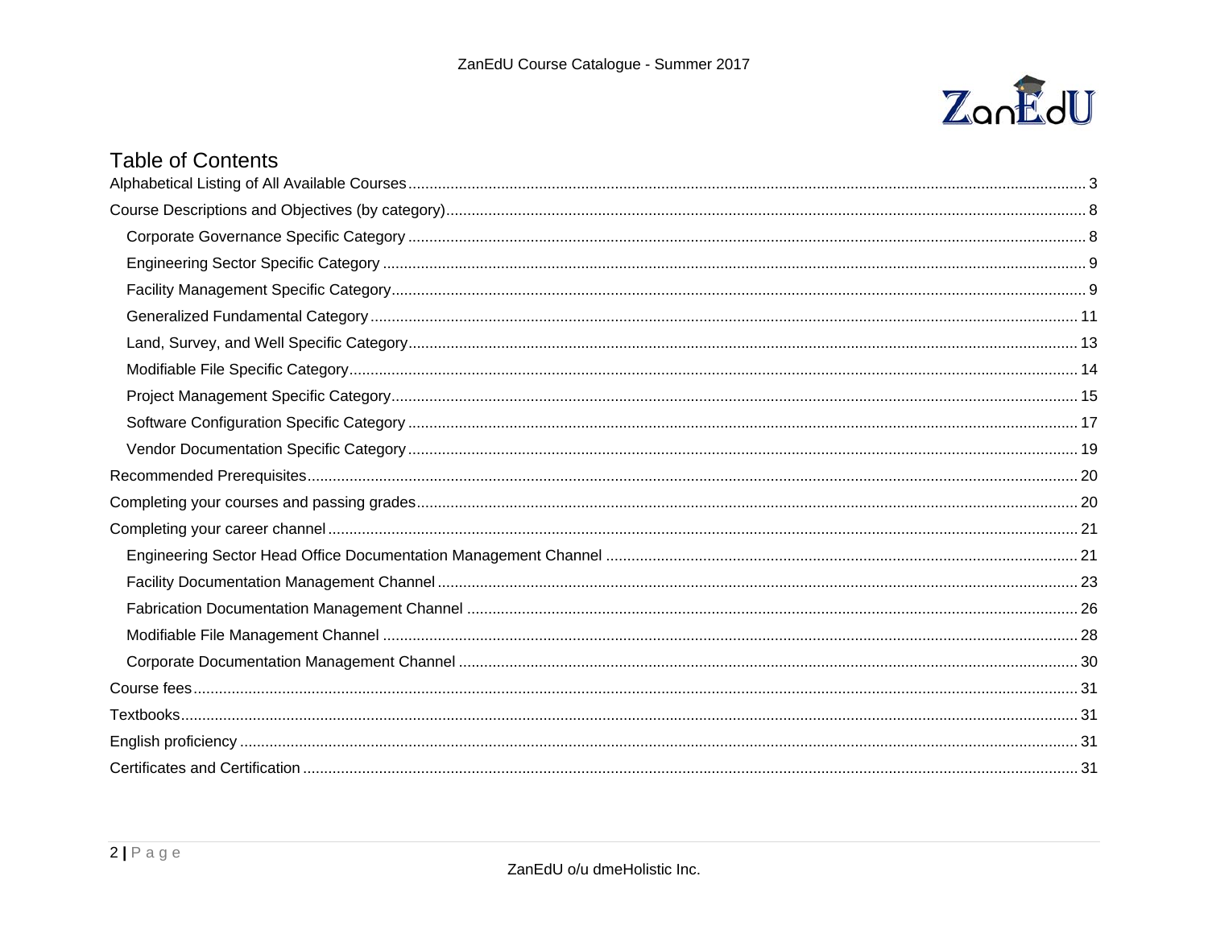# Table of Contents

- Alphabetical Listing of All Available Courses ........ 3
- Course Descriptions and Objectives (by category) ........ 8
  - Corporate Governance Specific Category ........ 8
  - Engineering Sector Specific Category ........ 9
  - Facility Management Specific Category ........ 9
  - Generalized Fundamental Category ........ 11
  - Land, Survey, and Well Specific Category ........ 13
  - Modifiable File Specific Category ........ 14
  - Project Management Specific Category ........ 15
  - Software Configuration Specific Category ........ 17
  - Vendor Documentation Specific Category ........ 19
- Recommended Prerequisites ........ 20
- Completing your courses and passing grades ........ 20
- Completing your career channel ........ 21
  - Engineering Sector Head Office Documentation Management Channel ........ 21
  - Facility Documentation Management Channel ........ 23
  - Fabrication Documentation Management Channel ........ 26
  - Modifiable File Management Channel ........ 28
  - Corporate Documentation Management Channel ........ 30
- Course fees ........ 31
- Textbooks ........ 31
- English proficiency ........ 31
- Certificates and Certification ........ 31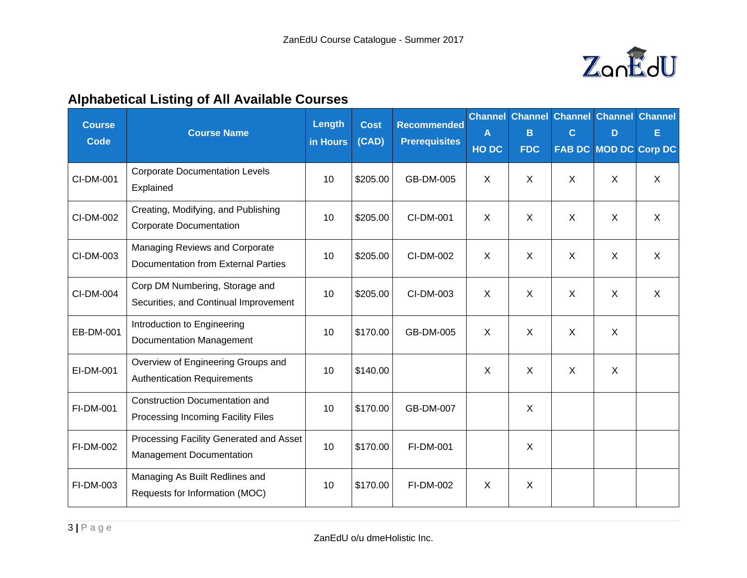## Alphabetical Listing of All Available Courses

| Course Code | Course Name | Length in Hours | Cost (CAD) | Recommended Prerequisites | Channel A HO DC | Channel B FDC | Channel C FAB DC | Channel D MOD DC | Channel E Corp DC |
|---|---|---|---|---|---|---|---|---|---|
| CI-DM-001 | Corporate Documentation Levels Explained | 10 | $205.00 | GB-DM-005 | X | X | X | X | X |
| CI-DM-002 | Creating, Modifying, and Publishing Corporate Documentation | 10 | $205.00 | CI-DM-001 | X | X | X | X | X |
| CI-DM-003 | Managing Reviews and Corporate Documentation from External Parties | 10 | $205.00 | CI-DM-002 | X | X | X | X | X |
| CI-DM-004 | Corp DM Numbering, Storage and Securities, and Continual Improvement | 10 | $205.00 | CI-DM-003 | X | X | X | X | X |
| EB-DM-001 | Introduction to Engineering Documentation Management | 10 | $170.00 | GB-DM-005 | X | X | X | X | |
| EI-DM-001 | Overview of Engineering Groups and Authentication Requirements | 10 | $140.00 | | X | X | X | X | |
| FI-DM-001 | Construction Documentation and Processing Incoming Facility Files | 10 | $170.00 | GB-DM-007 | | X | | | |
| FI-DM-002 | Processing Facility Generated and Asset Management Documentation | 10 | $170.00 | FI-DM-001 | | X | | | |
| FI-DM-003 | Managing As Built Redlines and Requests for Information (MOC) | 10 | $170.00 | FI-DM-002 | X | X | | | |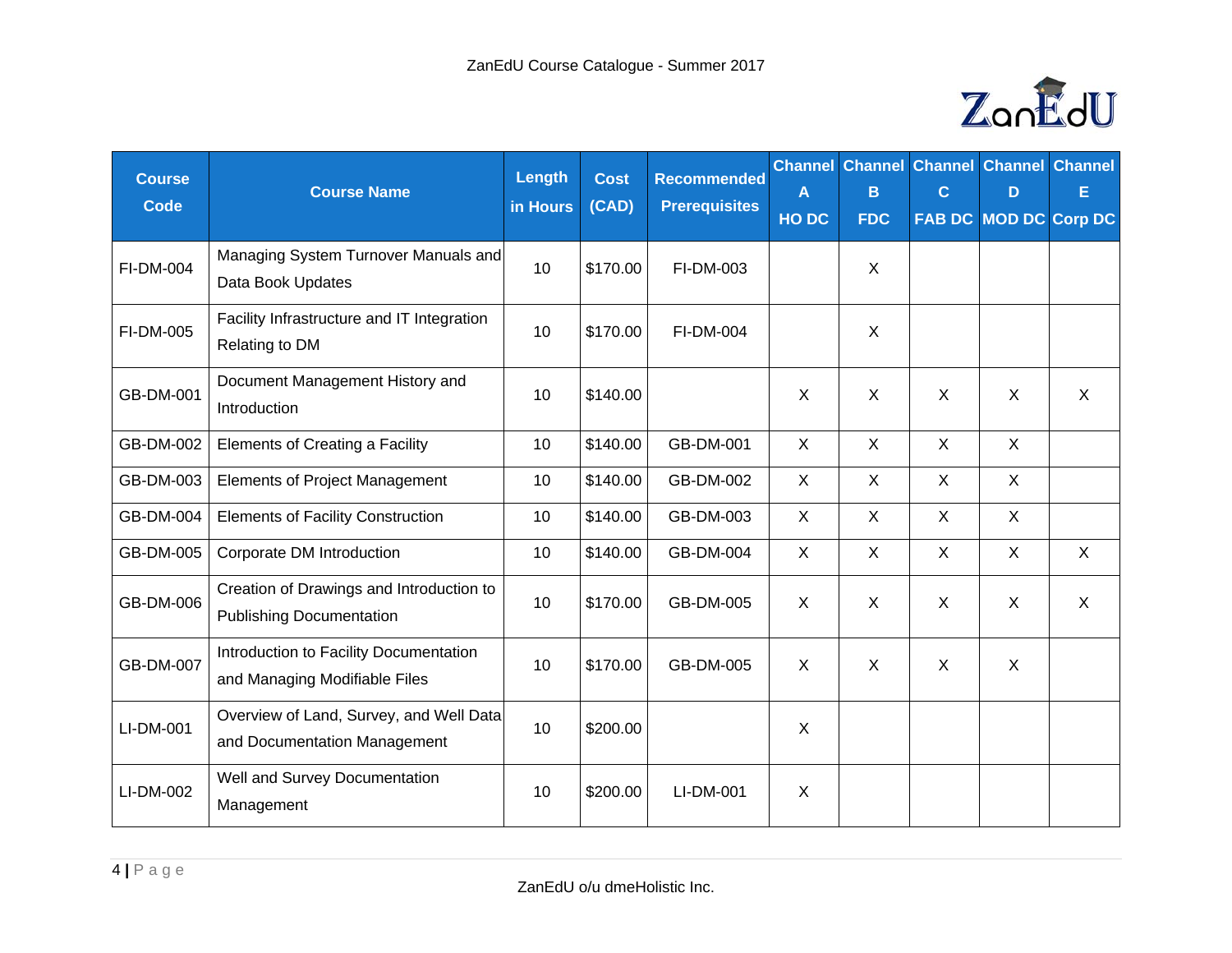| Course Code | Course Name | Length in Hours | Cost (CAD) | Recommended Prerequisites | Channel A HO DC | Channel B FDC | Channel C FAB DC | Channel D MOD DC | Channel E Corp DC |
|---|---|---|---|---|---|---|---|---|---|
| FI-DM-004 | Managing System Turnover Manuals and Data Book Updates | 10 | $170.00 | FI-DM-003 | | X | | | |
| FI-DM-005 | Facility Infrastructure and IT Integration Relating to DM | 10 | $170.00 | FI-DM-004 | | X | | | |
| GB-DM-001 | Document Management History and Introduction | 10 | $140.00 | | X | X | X | X | X |
| GB-DM-002 | Elements of Creating a Facility | 10 | $140.00 | GB-DM-001 | X | X | X | X | |
| GB-DM-003 | Elements of Project Management | 10 | $140.00 | GB-DM-002 | X | X | X | X | |
| GB-DM-004 | Elements of Facility Construction | 10 | $140.00 | GB-DM-003 | X | X | X | X | |
| GB-DM-005 | Corporate DM Introduction | 10 | $140.00 | GB-DM-004 | X | X | X | X | X |
| GB-DM-006 | Creation of Drawings and Introduction to Publishing Documentation | 10 | $170.00 | GB-DM-005 | X | X | X | X | X |
| GB-DM-007 | Introduction to Facility Documentation and Managing Modifiable Files | 10 | $170.00 | GB-DM-005 | X | X | X | X | |
| LI-DM-001 | Overview of Land, Survey, and Well Data and Documentation Management | 10 | $200.00 | | X | | | | |
| LI-DM-002 | Well and Survey Documentation Management | 10 | $200.00 | LI-DM-001 | X | | | | |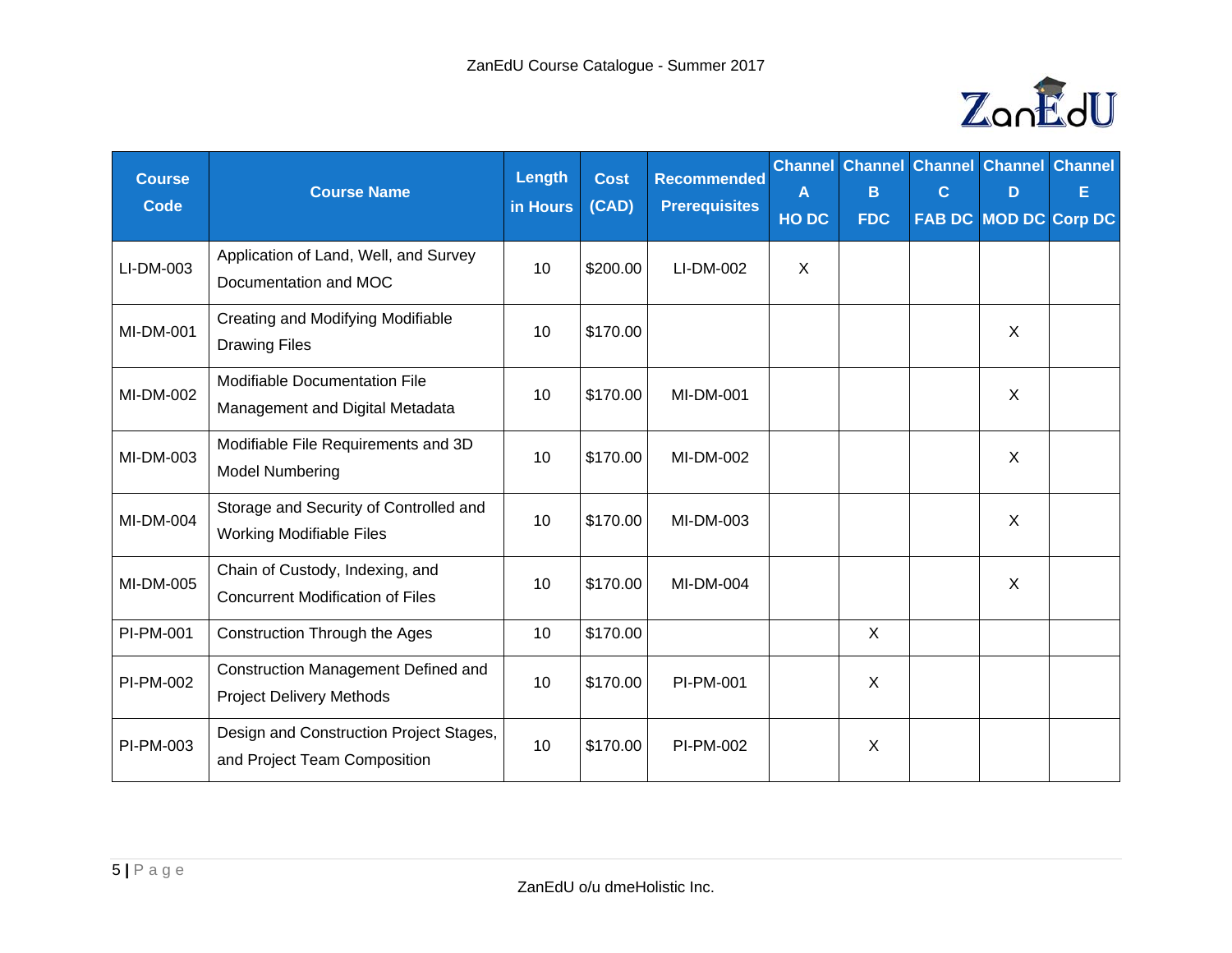| Course Code | Course Name | Length in Hours | Cost (CAD) | Recommended Prerequisites | Channel A HO DC | Channel B FDC | Channel C FAB DC | Channel D MOD DC | Channel E Corp DC |
|---|---|---|---|---|---|---|---|---|---|
| LI-DM-003 | Application of Land, Well, and Survey Documentation and MOC | 10 | $200.00 | LI-DM-002 | X | | | | |
| MI-DM-001 | Creating and Modifying Modifiable Drawing Files | 10 | $170.00 | | | | | X | |
| MI-DM-002 | Modifiable Documentation File Management and Digital Metadata | 10 | $170.00 | MI-DM-001 | | | | X | |
| MI-DM-003 | Modifiable File Requirements and 3D Model Numbering | 10 | $170.00 | MI-DM-002 | | | | X | |
| MI-DM-004 | Storage and Security of Controlled and Working Modifiable Files | 10 | $170.00 | MI-DM-003 | | | | X | |
| MI-DM-005 | Chain of Custody, Indexing, and Concurrent Modification of Files | 10 | $170.00 | MI-DM-004 | | | | X | |
| PI-PM-001 | Construction Through the Ages | 10 | $170.00 | | | X | | | |
| PI-PM-002 | Construction Management Defined and Project Delivery Methods | 10 | $170.00 | PI-PM-001 | | X | | | |
| PI-PM-003 | Design and Construction Project Stages, and Project Team Composition | 10 | $170.00 | PI-PM-002 | | X | | | |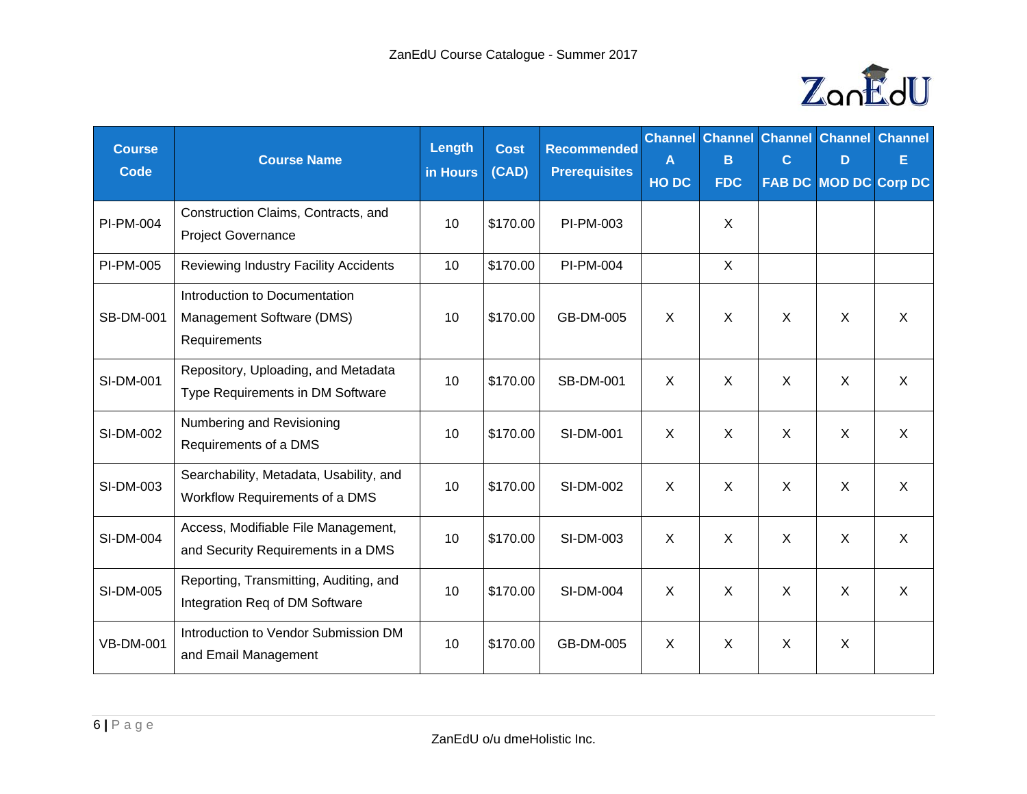| Course Code | Course Name | Length in Hours | Cost (CAD) | Recommended Prerequisites | Channel A HO DC | Channel B FDC | Channel C FAB DC | Channel D MOD DC | Channel E Corp DC |
|---|---|---|---|---|---|---|---|---|---|
| PI-PM-004 | Construction Claims, Contracts, and Project Governance | 10 | $170.00 | PI-PM-003 | | X | | | |
| PI-PM-005 | Reviewing Industry Facility Accidents | 10 | $170.00 | PI-PM-004 | | X | | | |
| SB-DM-001 | Introduction to Documentation Management Software (DMS) Requirements | 10 | $170.00 | GB-DM-005 | X | X | X | X | X |
| SI-DM-001 | Repository, Uploading, and Metadata Type Requirements in DM Software | 10 | $170.00 | SB-DM-001 | X | X | X | X | X |
| SI-DM-002 | Numbering and Revisioning Requirements of a DMS | 10 | $170.00 | SI-DM-001 | X | X | X | X | X |
| SI-DM-003 | Searchability, Metadata, Usability, and Workflow Requirements of a DMS | 10 | $170.00 | SI-DM-002 | X | X | X | X | X |
| SI-DM-004 | Access, Modifiable File Management, and Security Requirements in a DMS | 10 | $170.00 | SI-DM-003 | X | X | X | X | X |
| SI-DM-005 | Reporting, Transmitting, Auditing, and Integration Req of DM Software | 10 | $170.00 | SI-DM-004 | X | X | X | X | X |
| VB-DM-001 | Introduction to Vendor Submission DM and Email Management | 10 | $170.00 | GB-DM-005 | X | X | X | X | |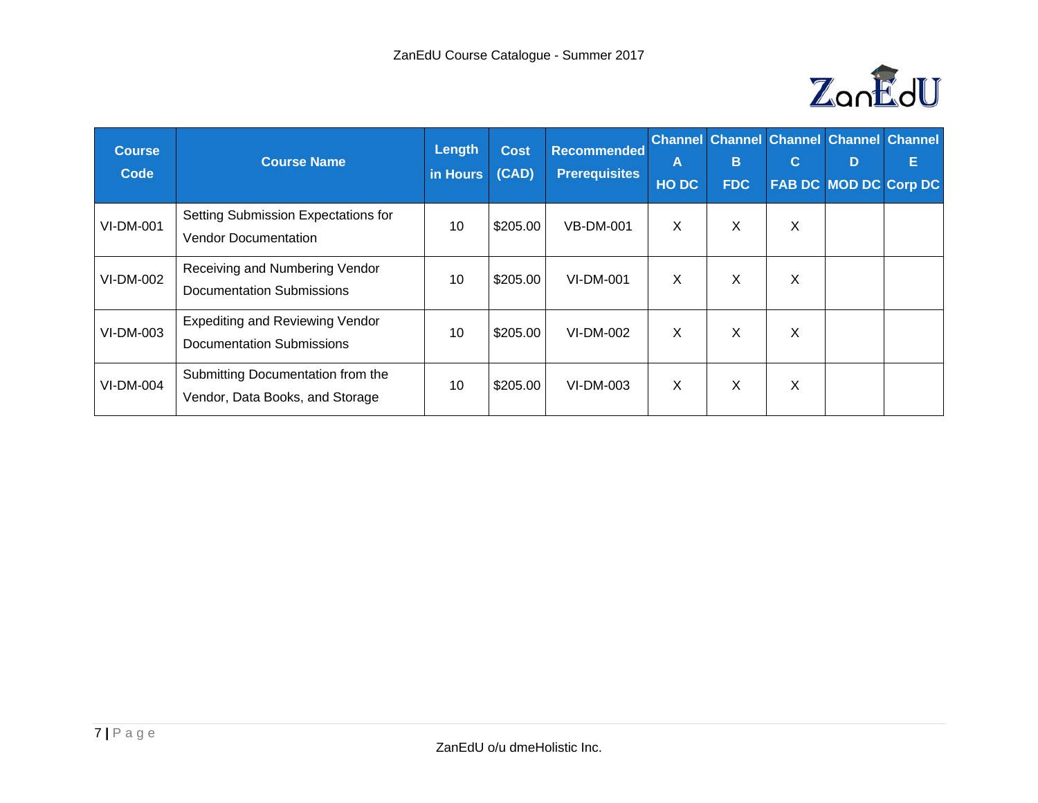| Course Code | Course Name | Length in Hours | Cost (CAD) | Recommended Prerequisites | Channel A HO DC | Channel B FDC | Channel C FAB DC | Channel D MOD DC | Channel E Corp DC |
|---|---|---|---|---|---|---|---|---|---|
| VI-DM-001 | Setting Submission Expectations for Vendor Documentation | 10 | $205.00 | VB-DM-001 | X | X | X | | |
| VI-DM-002 | Receiving and Numbering Vendor Documentation Submissions | 10 | $205.00 | VI-DM-001 | X | X | X | | |
| VI-DM-003 | Expediting and Reviewing Vendor Documentation Submissions | 10 | $205.00 | VI-DM-002 | X | X | X | | |
| VI-DM-004 | Submitting Documentation from the Vendor, Data Books, and Storage | 10 | $205.00 | VI-DM-003 | X | X | X | | |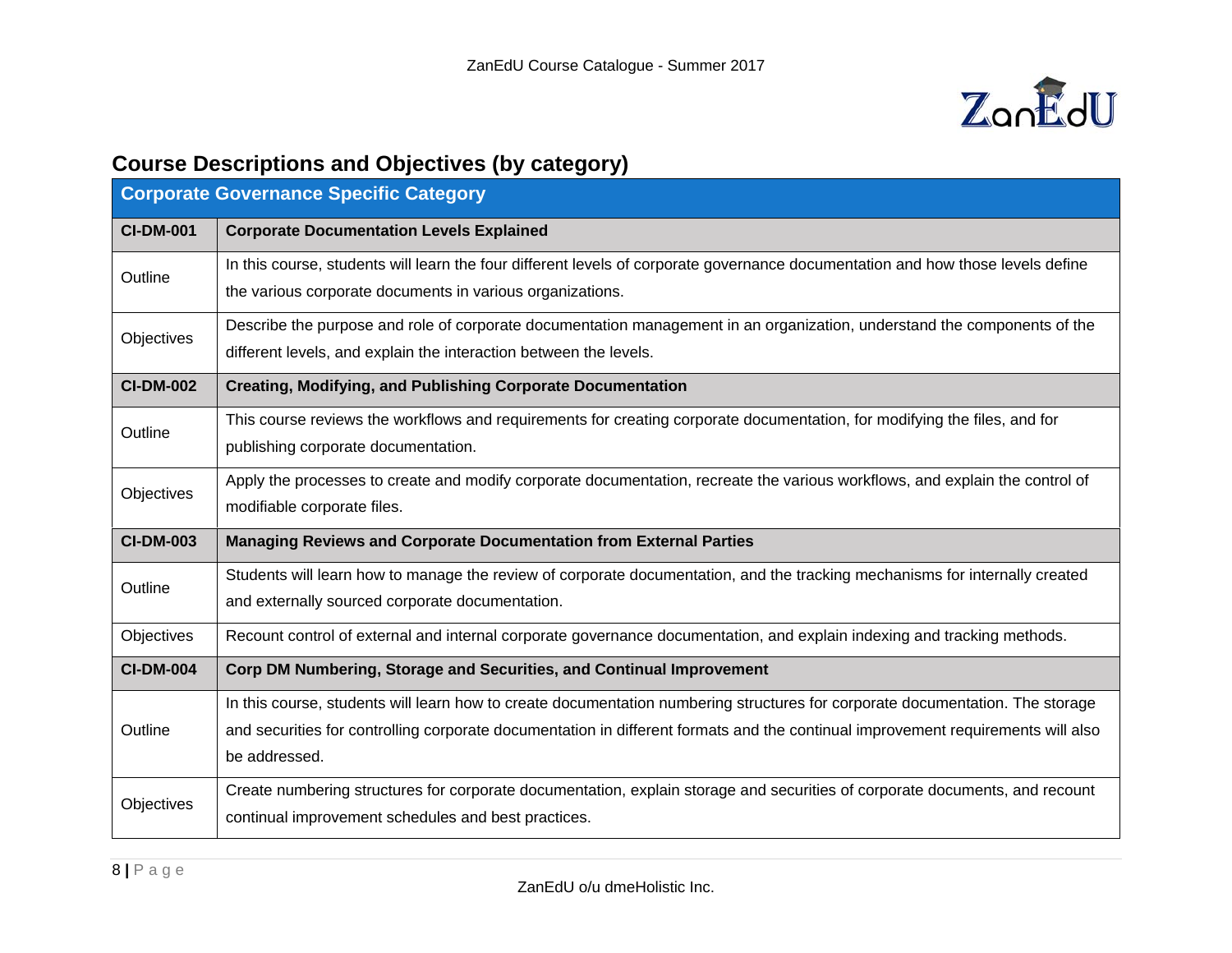## Course Descriptions and Objectives (by category)

| Corporate Governance Specific Category | |
|---|---|
| **CI-DM-001** | **Corporate Documentation Levels Explained** |
| Outline | In this course, students will learn the four different levels of corporate governance documentation and how those levels define the various corporate documents in various organizations. |
| Objectives | Describe the purpose and role of corporate documentation management in an organization, understand the components of the different levels, and explain the interaction between the levels. |
| **CI-DM-002** | **Creating, Modifying, and Publishing Corporate Documentation** |
| Outline | This course reviews the workflows and requirements for creating corporate documentation, for modifying the files, and for publishing corporate documentation. |
| Objectives | Apply the processes to create and modify corporate documentation, recreate the various workflows, and explain the control of modifiable corporate files. |
| **CI-DM-003** | **Managing Reviews and Corporate Documentation from External Parties** |
| Outline | Students will learn how to manage the review of corporate documentation, and the tracking mechanisms for internally created and externally sourced corporate documentation. |
| Objectives | Recount control of external and internal corporate governance documentation, and explain indexing and tracking methods. |
| **CI-DM-004** | **Corp DM Numbering, Storage and Securities, and Continual Improvement** |
| Outline | In this course, students will learn how to create documentation numbering structures for corporate documentation. The storage and securities for controlling corporate documentation in different formats and the continual improvement requirements will also be addressed. |
| Objectives | Create numbering structures for corporate documentation, explain storage and securities of corporate documents, and recount continual improvement schedules and best practices. |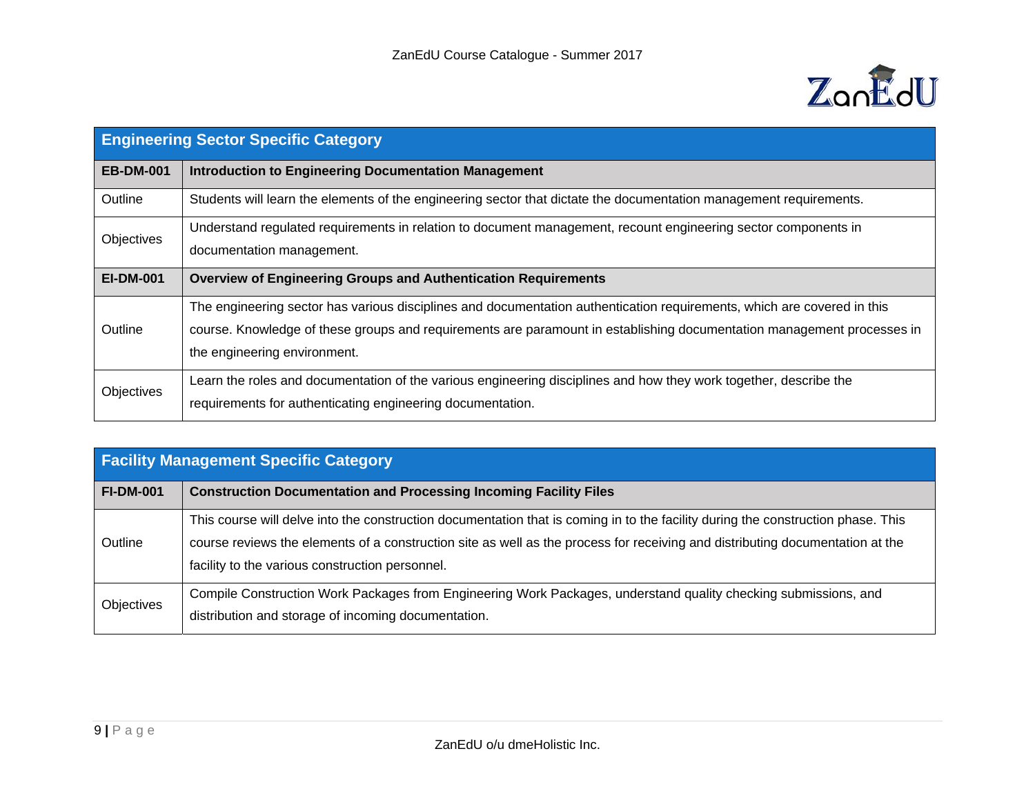| Engineering Sector Specific Category | |
|---|---|
| **EB-DM-001** | **Introduction to Engineering Documentation Management** |
| Outline | Students will learn the elements of the engineering sector that dictate the documentation management requirements. |
| Objectives | Understand regulated requirements in relation to document management, recount engineering sector components in documentation management. |
| **EI-DM-001** | **Overview of Engineering Groups and Authentication Requirements** |
| Outline | The engineering sector has various disciplines and documentation authentication requirements, which are covered in this course. Knowledge of these groups and requirements are paramount in establishing documentation management processes in the engineering environment. |
| Objectives | Learn the roles and documentation of the various engineering disciplines and how they work together, describe the requirements for authenticating engineering documentation. |

| Facility Management Specific Category | |
|---|---|
| **FI-DM-001** | **Construction Documentation and Processing Incoming Facility Files** |
| Outline | This course will delve into the construction documentation that is coming in to the facility during the construction phase. This course reviews the elements of a construction site as well as the process for receiving and distributing documentation at the facility to the various construction personnel. |
| Objectives | Compile Construction Work Packages from Engineering Work Packages, understand quality checking submissions, and distribution and storage of incoming documentation. |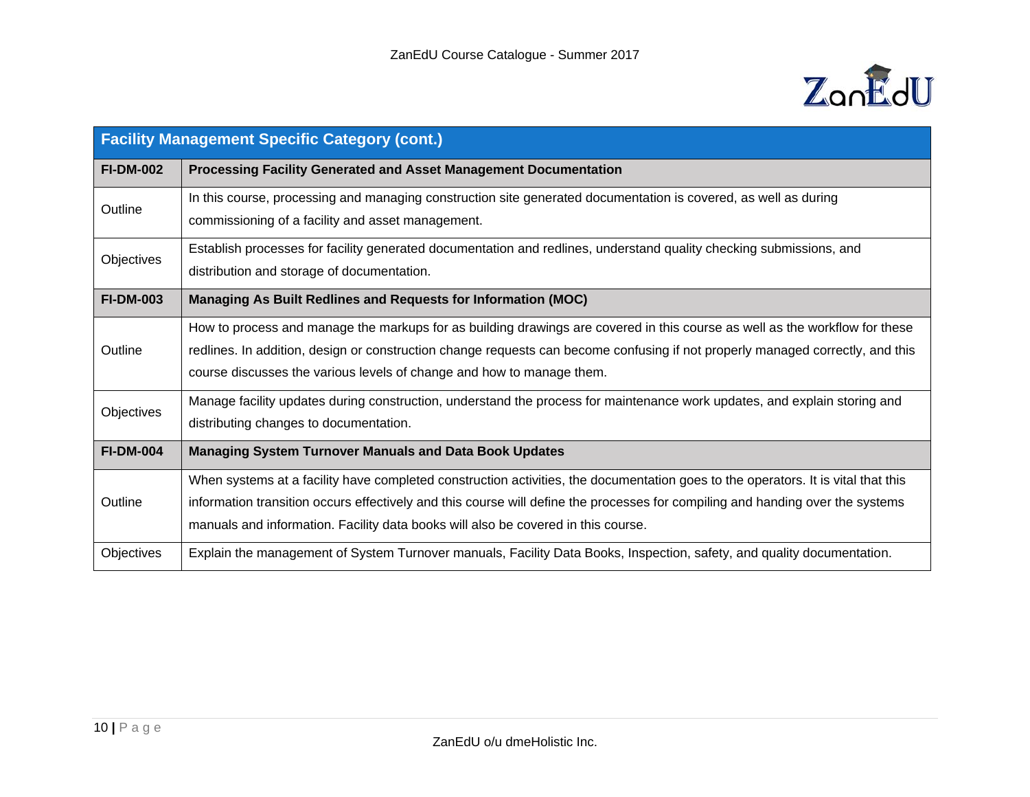| Facility Management Specific Category (cont.) | |
|---|---|
| **FI-DM-002** | **Processing Facility Generated and Asset Management Documentation** |
| Outline | In this course, processing and managing construction site generated documentation is covered, as well as during commissioning of a facility and asset management. |
| Objectives | Establish processes for facility generated documentation and redlines, understand quality checking submissions, and distribution and storage of documentation. |
| **FI-DM-003** | **Managing As Built Redlines and Requests for Information (MOC)** |
| Outline | How to process and manage the markups for as building drawings are covered in this course as well as the workflow for these redlines. In addition, design or construction change requests can become confusing if not properly managed correctly, and this course discusses the various levels of change and how to manage them. |
| Objectives | Manage facility updates during construction, understand the process for maintenance work updates, and explain storing and distributing changes to documentation. |
| **FI-DM-004** | **Managing System Turnover Manuals and Data Book Updates** |
| Outline | When systems at a facility have completed construction activities, the documentation goes to the operators. It is vital that this information transition occurs effectively and this course will define the processes for compiling and handing over the systems manuals and information. Facility data books will also be covered in this course. |
| Objectives | Explain the management of System Turnover manuals, Facility Data Books, Inspection, safety, and quality documentation. |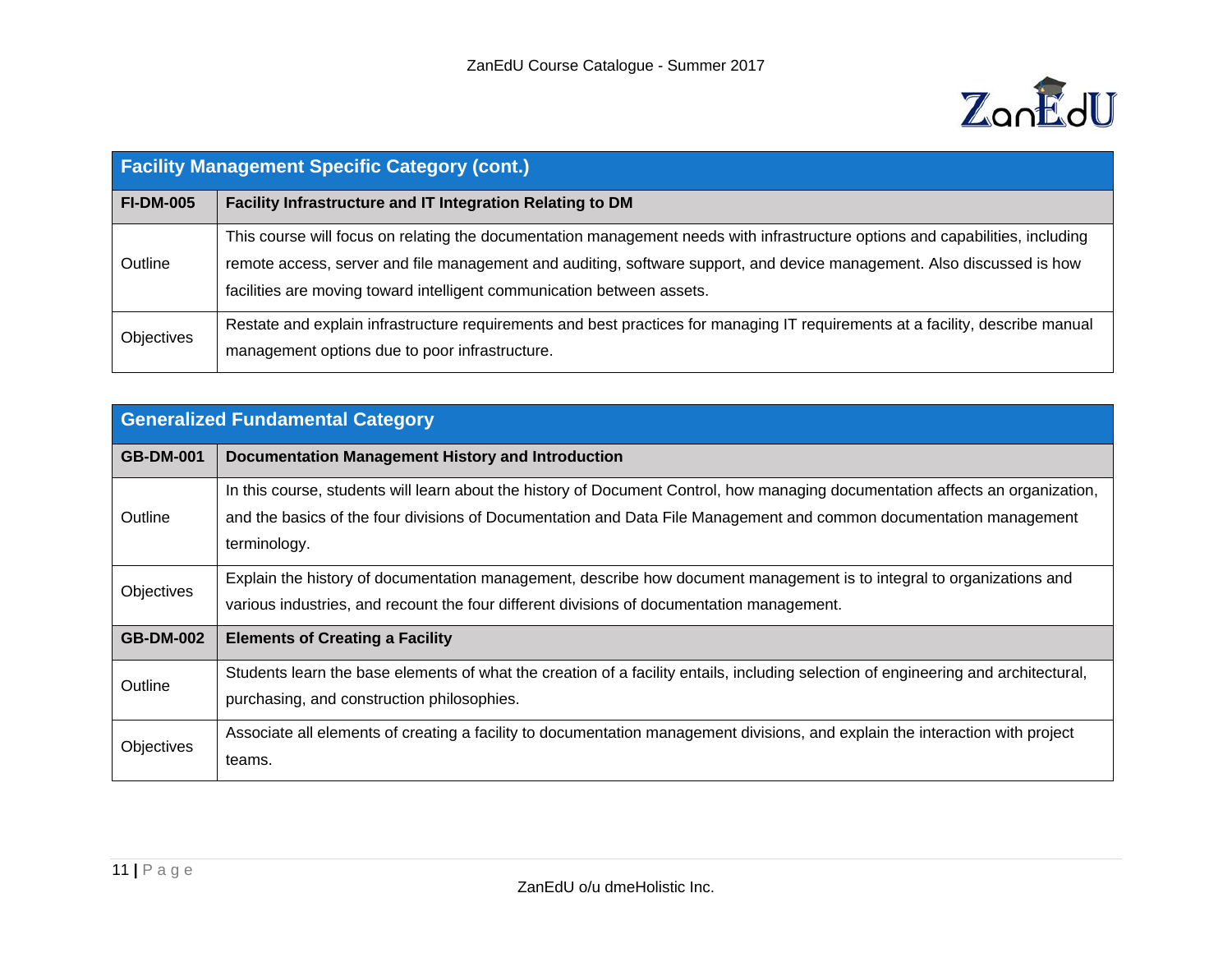| Facility Management Specific Category (cont.) | |
| --- | --- |
| **FI-DM-005** | **Facility Infrastructure and IT Integration Relating to DM** |
| Outline | This course will focus on relating the documentation management needs with infrastructure options and capabilities, including remote access, server and file management and auditing, software support, and device management. Also discussed is how facilities are moving toward intelligent communication between assets. |
| Objectives | Restate and explain infrastructure requirements and best practices for managing IT requirements at a facility, describe manual management options due to poor infrastructure. |

| Generalized Fundamental Category | |
| --- | --- |
| **GB-DM-001** | **Documentation Management History and Introduction** |
| Outline | In this course, students will learn about the history of Document Control, how managing documentation affects an organization, and the basics of the four divisions of Documentation and Data File Management and common documentation management terminology. |
| Objectives | Explain the history of documentation management, describe how document management is to integral to organizations and various industries, and recount the four different divisions of documentation management. |
| **GB-DM-002** | **Elements of Creating a Facility** |
| Outline | Students learn the base elements of what the creation of a facility entails, including selection of engineering and architectural, purchasing, and construction philosophies. |
| Objectives | Associate all elements of creating a facility to documentation management divisions, and explain the interaction with project teams. |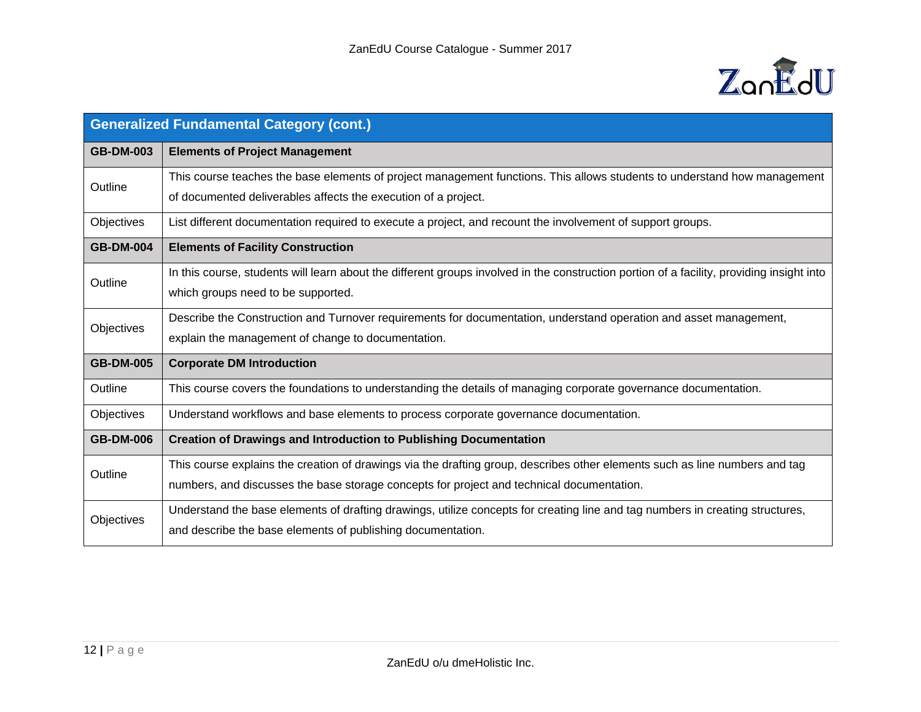| Generalized Fundamental Category (cont.) | |
|---|---|
| **GB-DM-003** | **Elements of Project Management** |
| Outline | This course teaches the base elements of project management functions. This allows students to understand how management of documented deliverables affects the execution of a project. |
| Objectives | List different documentation required to execute a project, and recount the involvement of support groups. |
| **GB-DM-004** | **Elements of Facility Construction** |
| Outline | In this course, students will learn about the different groups involved in the construction portion of a facility, providing insight into which groups need to be supported. |
| Objectives | Describe the Construction and Turnover requirements for documentation, understand operation and asset management, explain the management of change to documentation. |
| **GB-DM-005** | **Corporate DM Introduction** |
| Outline | This course covers the foundations to understanding the details of managing corporate governance documentation. |
| Objectives | Understand workflows and base elements to process corporate governance documentation. |
| **GB-DM-006** | **Creation of Drawings and Introduction to Publishing Documentation** |
| Outline | This course explains the creation of drawings via the drafting group, describes other elements such as line numbers and tag numbers, and discusses the base storage concepts for project and technical documentation. |
| Objectives | Understand the base elements of drafting drawings, utilize concepts for creating line and tag numbers in creating structures, and describe the base elements of publishing documentation. |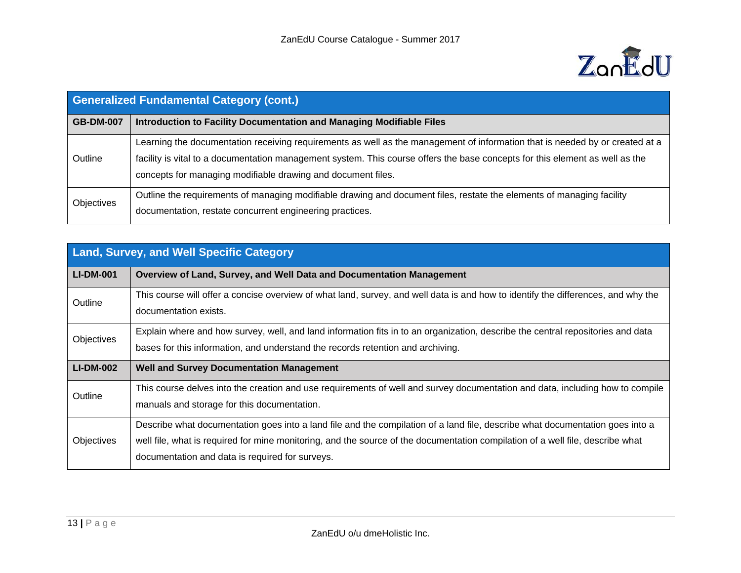| Generalized Fundamental Category (cont.) | |
|---|---|
| **GB-DM-007** | **Introduction to Facility Documentation and Managing Modifiable Files** |
| Outline | Learning the documentation receiving requirements as well as the management of information that is needed by or created at a facility is vital to a documentation management system. This course offers the base concepts for this element as well as the concepts for managing modifiable drawing and document files. |
| Objectives | Outline the requirements of managing modifiable drawing and document files, restate the elements of managing facility documentation, restate concurrent engineering practices. |

| Land, Survey, and Well Specific Category | |
|---|---|
| **LI-DM-001** | **Overview of Land, Survey, and Well Data and Documentation Management** |
| Outline | This course will offer a concise overview of what land, survey, and well data is and how to identify the differences, and why the documentation exists. |
| Objectives | Explain where and how survey, well, and land information fits in to an organization, describe the central repositories and data bases for this information, and understand the records retention and archiving. |
| **LI-DM-002** | **Well and Survey Documentation Management** |
| Outline | This course delves into the creation and use requirements of well and survey documentation and data, including how to compile manuals and storage for this documentation. |
| Objectives | Describe what documentation goes into a land file and the compilation of a land file, describe what documentation goes into a well file, what is required for mine monitoring, and the source of the documentation compilation of a well file, describe what documentation and data is required for surveys. |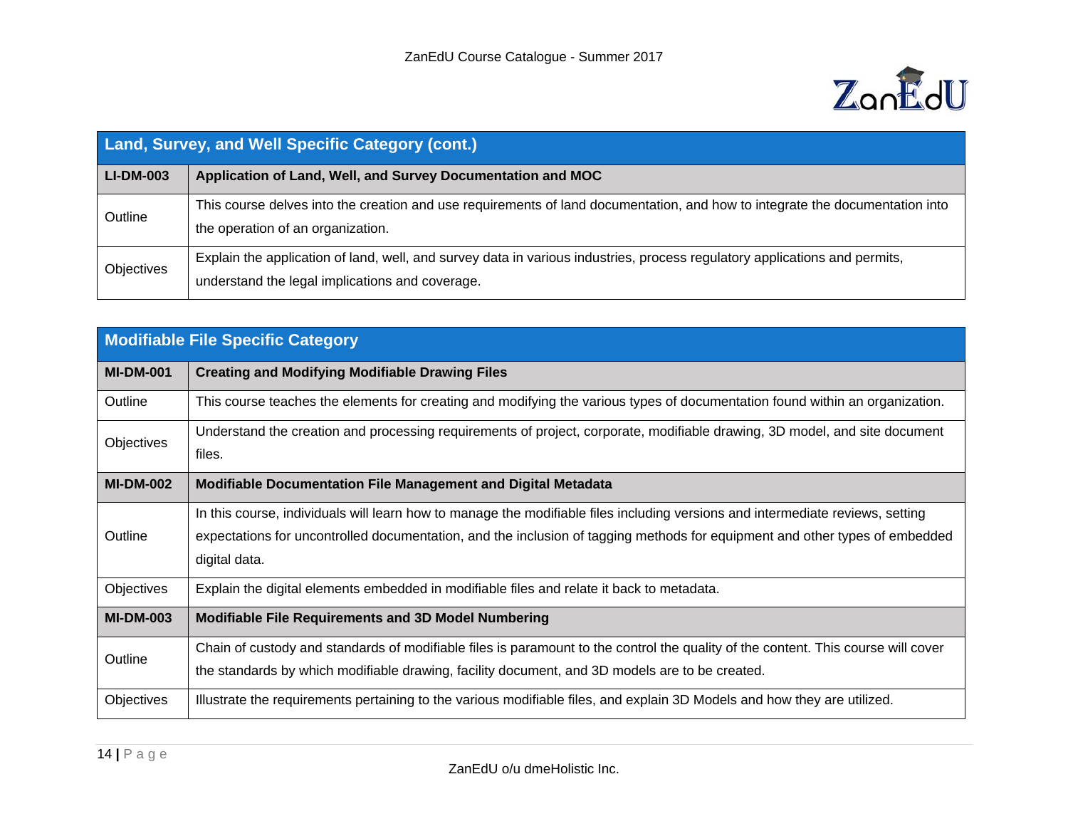| Land, Survey, and Well Specific Category (cont.) | |
|---|---|
| **LI-DM-003** | **Application of Land, Well, and Survey Documentation and MOC** |
| Outline | This course delves into the creation and use requirements of land documentation, and how to integrate the documentation into the operation of an organization. |
| Objectives | Explain the application of land, well, and survey data in various industries, process regulatory applications and permits, understand the legal implications and coverage. |

| Modifiable File Specific Category | |
|---|---|
| **MI-DM-001** | **Creating and Modifying Modifiable Drawing Files** |
| Outline | This course teaches the elements for creating and modifying the various types of documentation found within an organization. |
| Objectives | Understand the creation and processing requirements of project, corporate, modifiable drawing, 3D model, and site document files. |
| **MI-DM-002** | **Modifiable Documentation File Management and Digital Metadata** |
| Outline | In this course, individuals will learn how to manage the modifiable files including versions and intermediate reviews, setting expectations for uncontrolled documentation, and the inclusion of tagging methods for equipment and other types of embedded digital data. |
| Objectives | Explain the digital elements embedded in modifiable files and relate it back to metadata. |
| **MI-DM-003** | **Modifiable File Requirements and 3D Model Numbering** |
| Outline | Chain of custody and standards of modifiable files is paramount to the control the quality of the content. This course will cover the standards by which modifiable drawing, facility document, and 3D models are to be created. |
| Objectives | Illustrate the requirements pertaining to the various modifiable files, and explain 3D Models and how they are utilized. |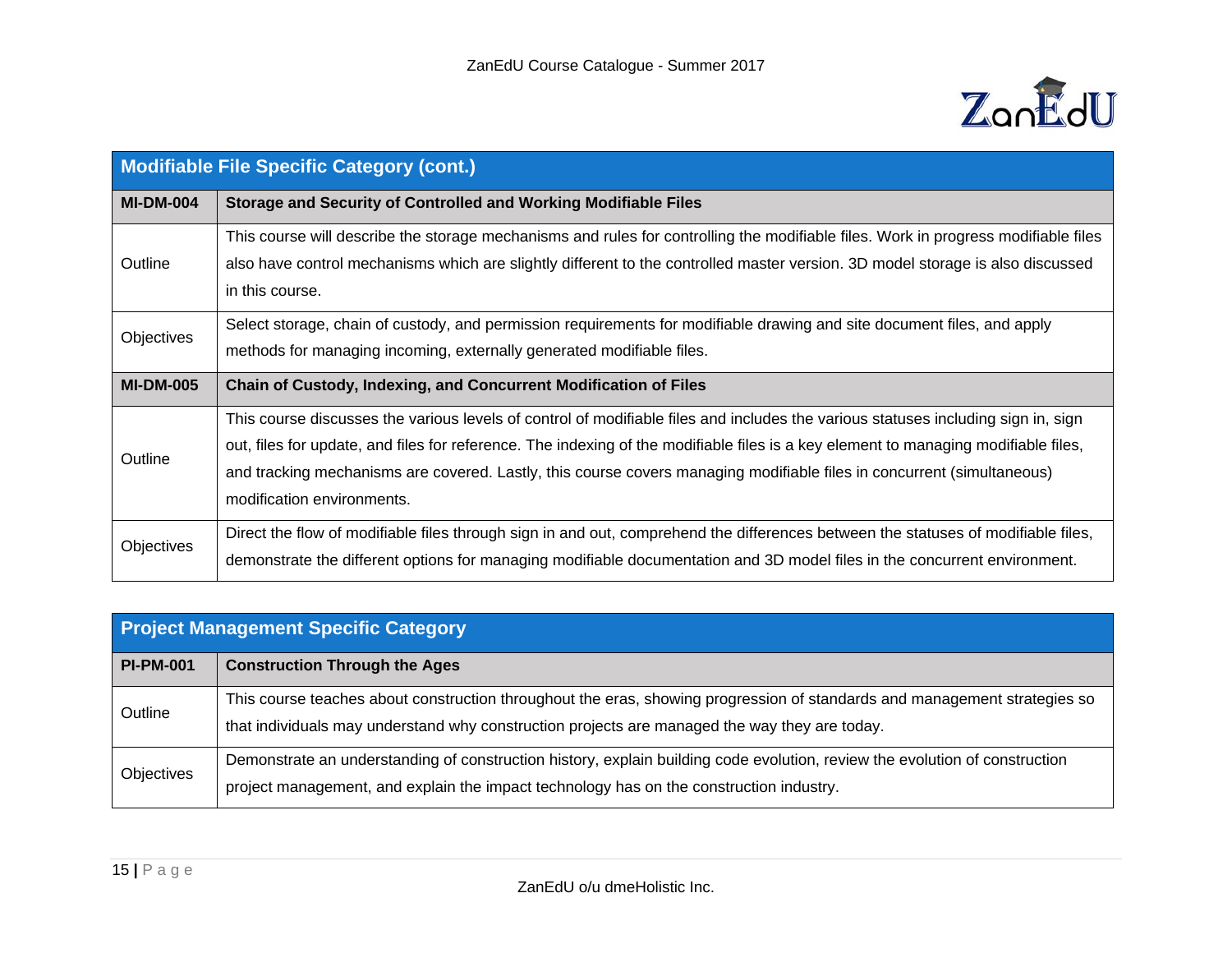| Modifiable File Specific Category (cont.) | |
|---|---|
| **MI-DM-004** | **Storage and Security of Controlled and Working Modifiable Files** |
| Outline | This course will describe the storage mechanisms and rules for controlling the modifiable files. Work in progress modifiable files also have control mechanisms which are slightly different to the controlled master version. 3D model storage is also discussed in this course. |
| Objectives | Select storage, chain of custody, and permission requirements for modifiable drawing and site document files, and apply methods for managing incoming, externally generated modifiable files. |
| **MI-DM-005** | **Chain of Custody, Indexing, and Concurrent Modification of Files** |
| Outline | This course discusses the various levels of control of modifiable files and includes the various statuses including sign in, sign out, files for update, and files for reference. The indexing of the modifiable files is a key element to managing modifiable files, and tracking mechanisms are covered. Lastly, this course covers managing modifiable files in concurrent (simultaneous) modification environments. |
| Objectives | Direct the flow of modifiable files through sign in and out, comprehend the differences between the statuses of modifiable files, demonstrate the different options for managing modifiable documentation and 3D model files in the concurrent environment. |

| Project Management Specific Category | |
|---|---|
| **PI-PM-001** | **Construction Through the Ages** |
| Outline | This course teaches about construction throughout the eras, showing progression of standards and management strategies so that individuals may understand why construction projects are managed the way they are today. |
| Objectives | Demonstrate an understanding of construction history, explain building code evolution, review the evolution of construction project management, and explain the impact technology has on the construction industry. |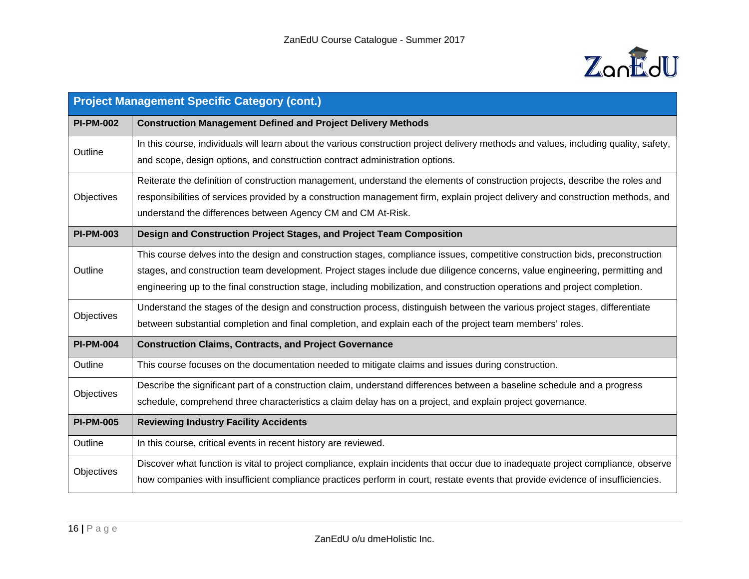| Project Management Specific Category (cont.) | |
|---|---|
| **PI-PM-002** | **Construction Management Defined and Project Delivery Methods** |
| Outline | In this course, individuals will learn about the various construction project delivery methods and values, including quality, safety, and scope, design options, and construction contract administration options. |
| Objectives | Reiterate the definition of construction management, understand the elements of construction projects, describe the roles and responsibilities of services provided by a construction management firm, explain project delivery and construction methods, and understand the differences between Agency CM and CM At-Risk. |
| **PI-PM-003** | **Design and Construction Project Stages, and Project Team Composition** |
| Outline | This course delves into the design and construction stages, compliance issues, competitive construction bids, preconstruction stages, and construction team development. Project stages include due diligence concerns, value engineering, permitting and engineering up to the final construction stage, including mobilization, and construction operations and project completion. |
| Objectives | Understand the stages of the design and construction process, distinguish between the various project stages, differentiate between substantial completion and final completion, and explain each of the project team members' roles. |
| **PI-PM-004** | **Construction Claims, Contracts, and Project Governance** |
| Outline | This course focuses on the documentation needed to mitigate claims and issues during construction. |
| Objectives | Describe the significant part of a construction claim, understand differences between a baseline schedule and a progress schedule, comprehend three characteristics a claim delay has on a project, and explain project governance. |
| **PI-PM-005** | **Reviewing Industry Facility Accidents** |
| Outline | In this course, critical events in recent history are reviewed. |
| Objectives | Discover what function is vital to project compliance, explain incidents that occur due to inadequate project compliance, observe how companies with insufficient compliance practices perform in court, restate events that provide evidence of insufficiencies. |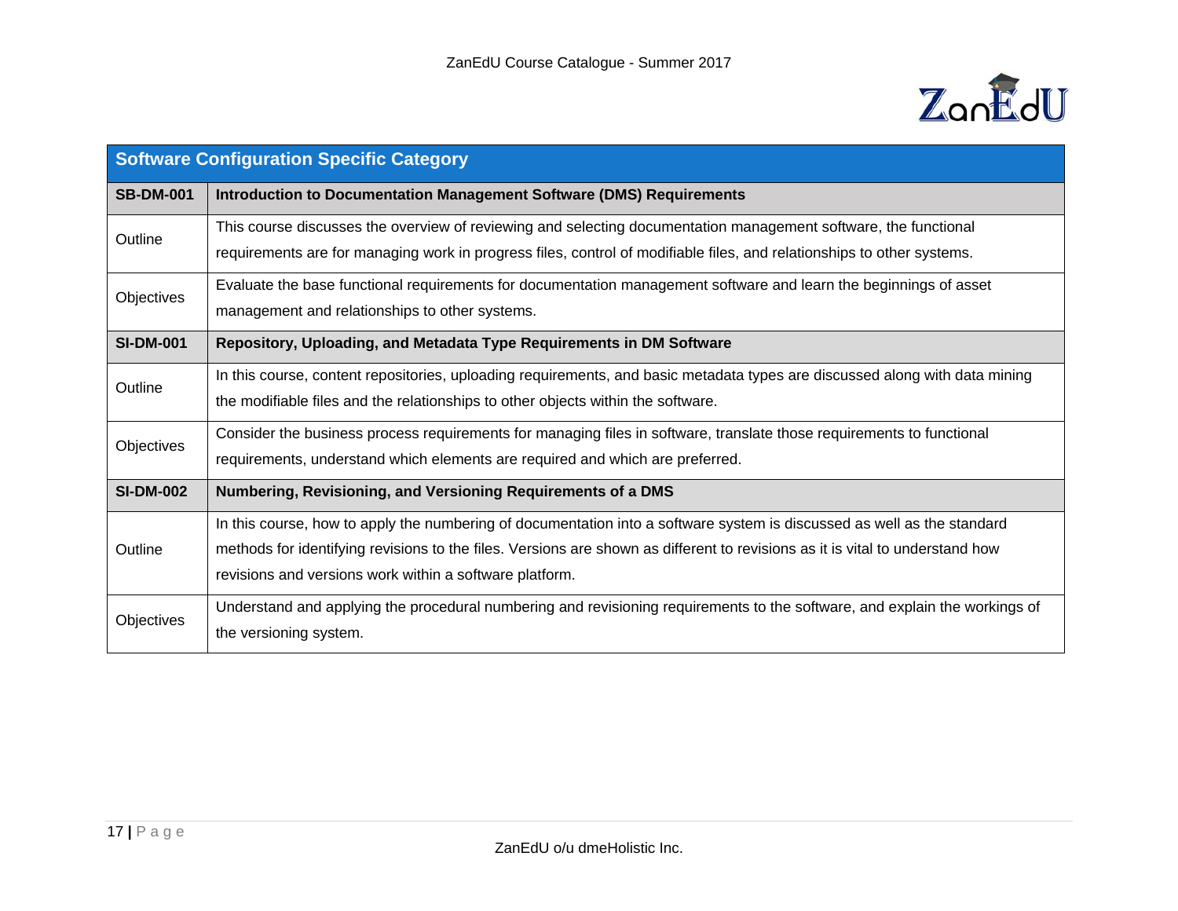| Software Configuration Specific Category | |
|---|---|
| **SB-DM-001** | **Introduction to Documentation Management Software (DMS) Requirements** |
| Outline | This course discusses the overview of reviewing and selecting documentation management software, the functional requirements are for managing work in progress files, control of modifiable files, and relationships to other systems. |
| Objectives | Evaluate the base functional requirements for documentation management software and learn the beginnings of asset management and relationships to other systems. |
| **SI-DM-001** | **Repository, Uploading, and Metadata Type Requirements in DM Software** |
| Outline | In this course, content repositories, uploading requirements, and basic metadata types are discussed along with data mining the modifiable files and the relationships to other objects within the software. |
| Objectives | Consider the business process requirements for managing files in software, translate those requirements to functional requirements, understand which elements are required and which are preferred. |
| **SI-DM-002** | **Numbering, Revisioning, and Versioning Requirements of a DMS** |
| Outline | In this course, how to apply the numbering of documentation into a software system is discussed as well as the standard methods for identifying revisions to the files. Versions are shown as different to revisions as it is vital to understand how revisions and versions work within a software platform. |
| Objectives | Understand and applying the procedural numbering and revisioning requirements to the software, and explain the workings of the versioning system. |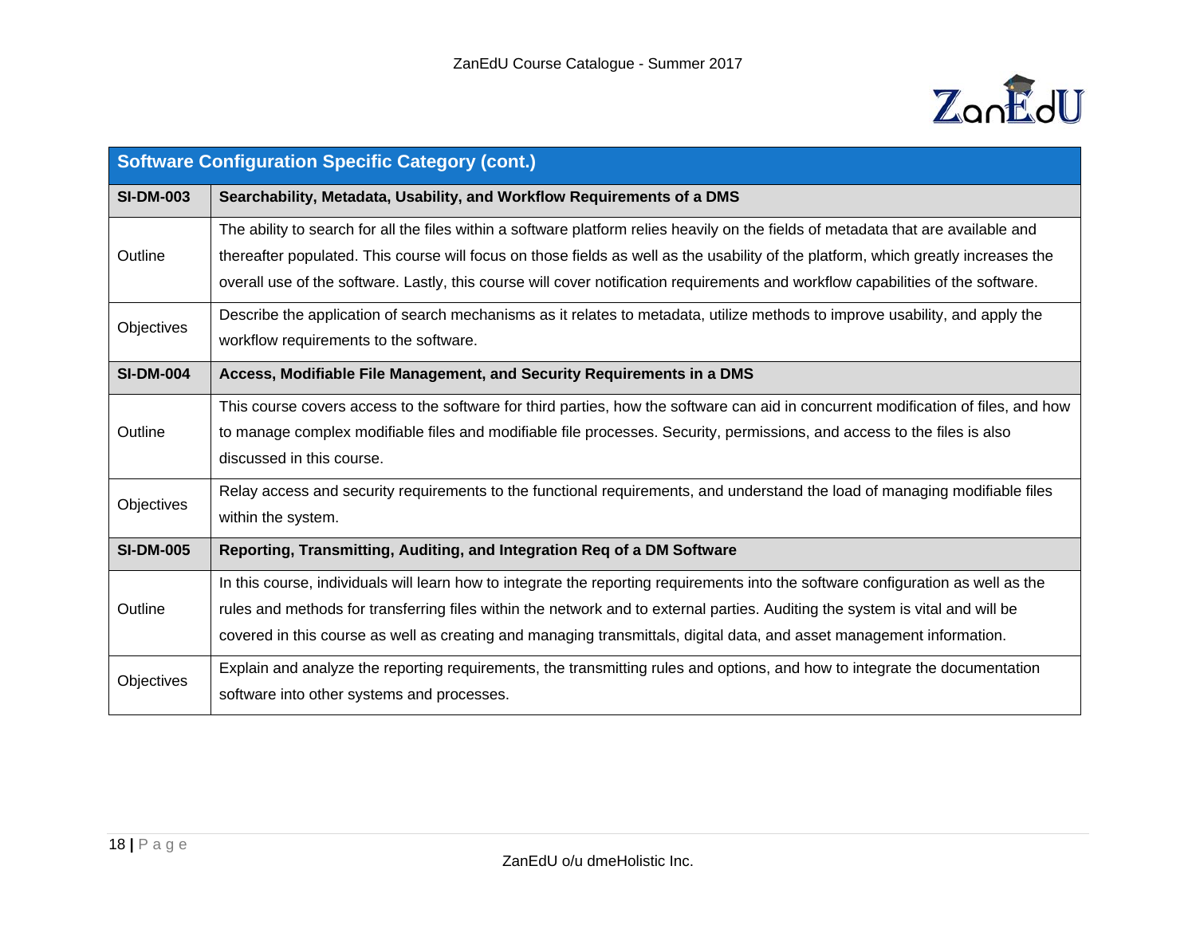| Software Configuration Specific Category (cont.) | |
|---|---|
| **SI-DM-003** | **Searchability, Metadata, Usability, and Workflow Requirements of a DMS** |
| Outline | The ability to search for all the files within a software platform relies heavily on the fields of metadata that are available and thereafter populated. This course will focus on those fields as well as the usability of the platform, which greatly increases the overall use of the software. Lastly, this course will cover notification requirements and workflow capabilities of the software. |
| Objectives | Describe the application of search mechanisms as it relates to metadata, utilize methods to improve usability, and apply the workflow requirements to the software. |
| **SI-DM-004** | **Access, Modifiable File Management, and Security Requirements in a DMS** |
| Outline | This course covers access to the software for third parties, how the software can aid in concurrent modification of files, and how to manage complex modifiable files and modifiable file processes. Security, permissions, and access to the files is also discussed in this course. |
| Objectives | Relay access and security requirements to the functional requirements, and understand the load of managing modifiable files within the system. |
| **SI-DM-005** | **Reporting, Transmitting, Auditing, and Integration Req of a DM Software** |
| Outline | In this course, individuals will learn how to integrate the reporting requirements into the software configuration as well as the rules and methods for transferring files within the network and to external parties. Auditing the system is vital and will be covered in this course as well as creating and managing transmittals, digital data, and asset management information. |
| Objectives | Explain and analyze the reporting requirements, the transmitting rules and options, and how to integrate the documentation software into other systems and processes. |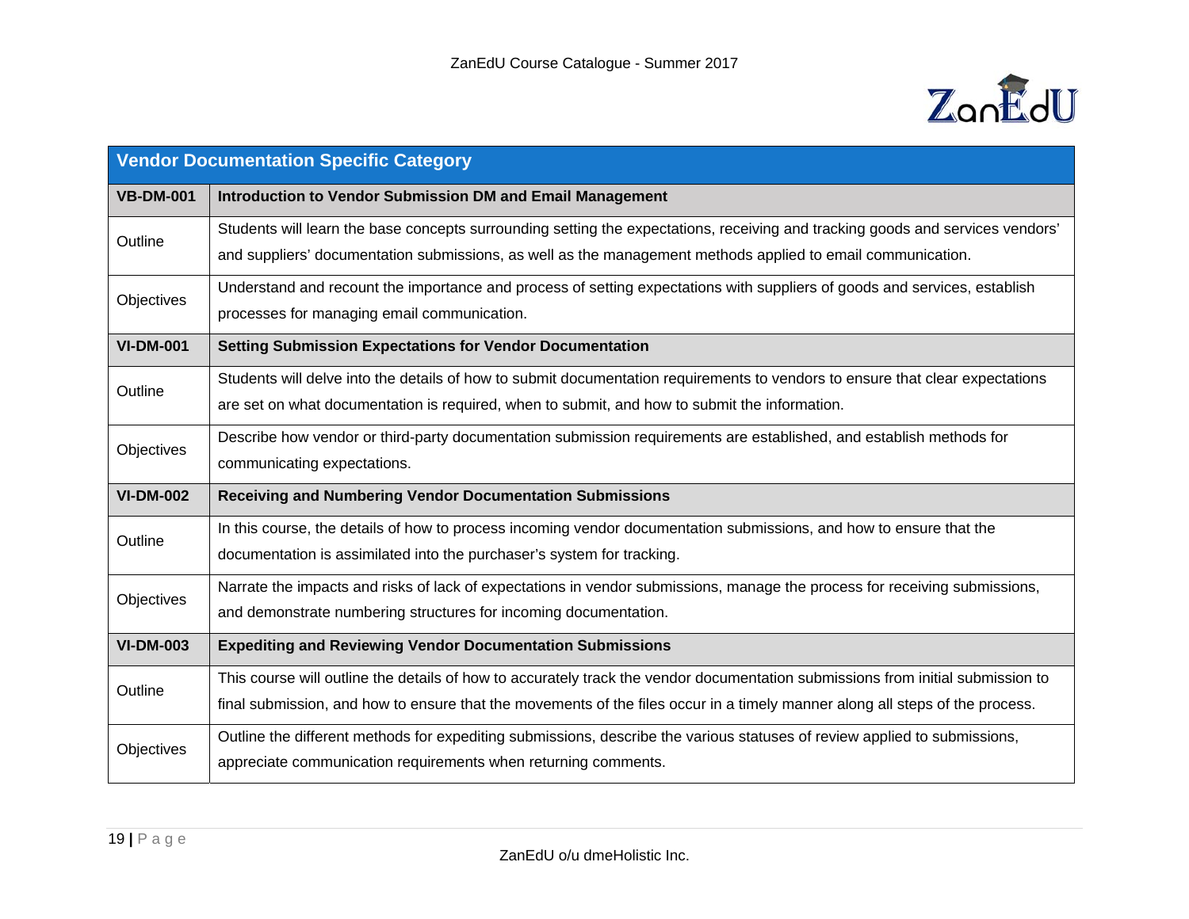| Vendor Documentation Specific Category | |
|---|---|
| **VB-DM-001** | **Introduction to Vendor Submission DM and Email Management** |
| Outline | Students will learn the base concepts surrounding setting the expectations, receiving and tracking goods and services vendors' and suppliers' documentation submissions, as well as the management methods applied to email communication. |
| Objectives | Understand and recount the importance and process of setting expectations with suppliers of goods and services, establish processes for managing email communication. |
| **VI-DM-001** | **Setting Submission Expectations for Vendor Documentation** |
| Outline | Students will delve into the details of how to submit documentation requirements to vendors to ensure that clear expectations are set on what documentation is required, when to submit, and how to submit the information. |
| Objectives | Describe how vendor or third-party documentation submission requirements are established, and establish methods for communicating expectations. |
| **VI-DM-002** | **Receiving and Numbering Vendor Documentation Submissions** |
| Outline | In this course, the details of how to process incoming vendor documentation submissions, and how to ensure that the documentation is assimilated into the purchaser's system for tracking. |
| Objectives | Narrate the impacts and risks of lack of expectations in vendor submissions, manage the process for receiving submissions, and demonstrate numbering structures for incoming documentation. |
| **VI-DM-003** | **Expediting and Reviewing Vendor Documentation Submissions** |
| Outline | This course will outline the details of how to accurately track the vendor documentation submissions from initial submission to final submission, and how to ensure that the movements of the files occur in a timely manner along all steps of the process. |
| Objectives | Outline the different methods for expediting submissions, describe the various statuses of review applied to submissions, appreciate communication requirements when returning comments. |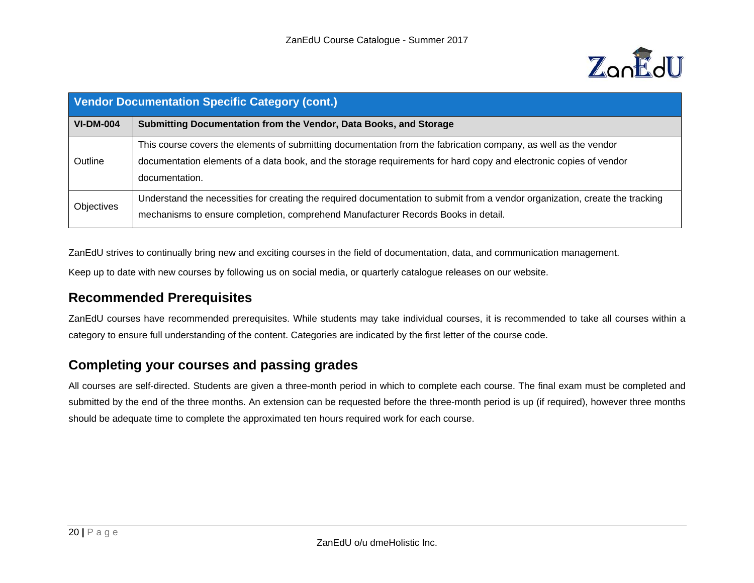| Vendor Documentation Specific Category (cont.) | |
|---|---|
| **VI-DM-004** | **Submitting Documentation from the Vendor, Data Books, and Storage** |
| Outline | This course covers the elements of submitting documentation from the fabrication company, as well as the vendor documentation elements of a data book, and the storage requirements for hard copy and electronic copies of vendor documentation. |
| Objectives | Understand the necessities for creating the required documentation to submit from a vendor organization, create the tracking mechanisms to ensure completion, comprehend Manufacturer Records Books in detail. |

ZanEdU strives to continually bring new and exciting courses in the field of documentation, data, and communication management.

Keep up to date with new courses by following us on social media, or quarterly catalogue releases on our website.

## Recommended Prerequisites

ZanEdU courses have recommended prerequisites. While students may take individual courses, it is recommended to take all courses within a category to ensure full understanding of the content. Categories are indicated by the first letter of the course code.

## Completing your courses and passing grades

All courses are self-directed. Students are given a three-month period in which to complete each course. The final exam must be completed and submitted by the end of the three months. An extension can be requested before the three-month period is up (if required), however three months should be adequate time to complete the approximated ten hours required work for each course.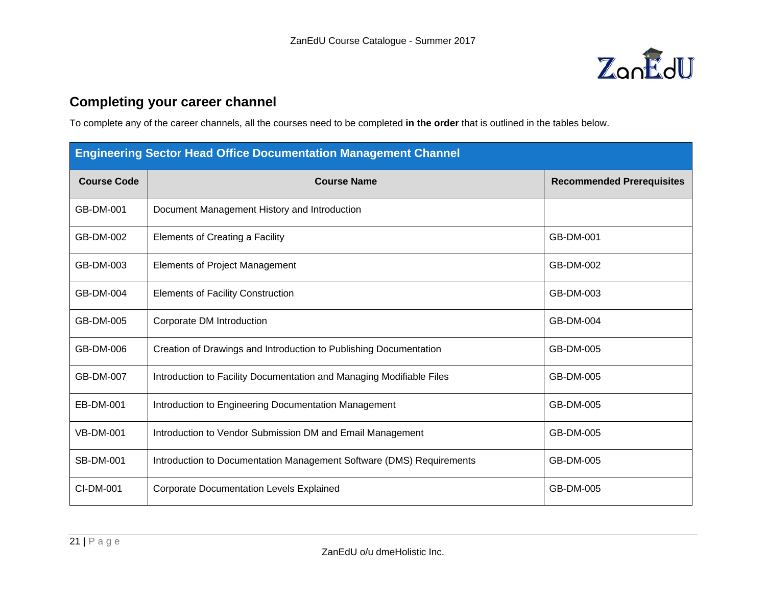## Completing your career channel

To complete any of the career channels, all the courses need to be completed **in the order** that is outlined in the tables below.

| Engineering Sector Head Office Documentation Management Channel | | |
|---|---|---|
| **Course Code** | **Course Name** | **Recommended Prerequisites** |
| GB-DM-001 | Document Management History and Introduction | |
| GB-DM-002 | Elements of Creating a Facility | GB-DM-001 |
| GB-DM-003 | Elements of Project Management | GB-DM-002 |
| GB-DM-004 | Elements of Facility Construction | GB-DM-003 |
| GB-DM-005 | Corporate DM Introduction | GB-DM-004 |
| GB-DM-006 | Creation of Drawings and Introduction to Publishing Documentation | GB-DM-005 |
| GB-DM-007 | Introduction to Facility Documentation and Managing Modifiable Files | GB-DM-005 |
| EB-DM-001 | Introduction to Engineering Documentation Management | GB-DM-005 |
| VB-DM-001 | Introduction to Vendor Submission DM and Email Management | GB-DM-005 |
| SB-DM-001 | Introduction to Documentation Management Software (DMS) Requirements | GB-DM-005 |
| CI-DM-001 | Corporate Documentation Levels Explained | GB-DM-005 |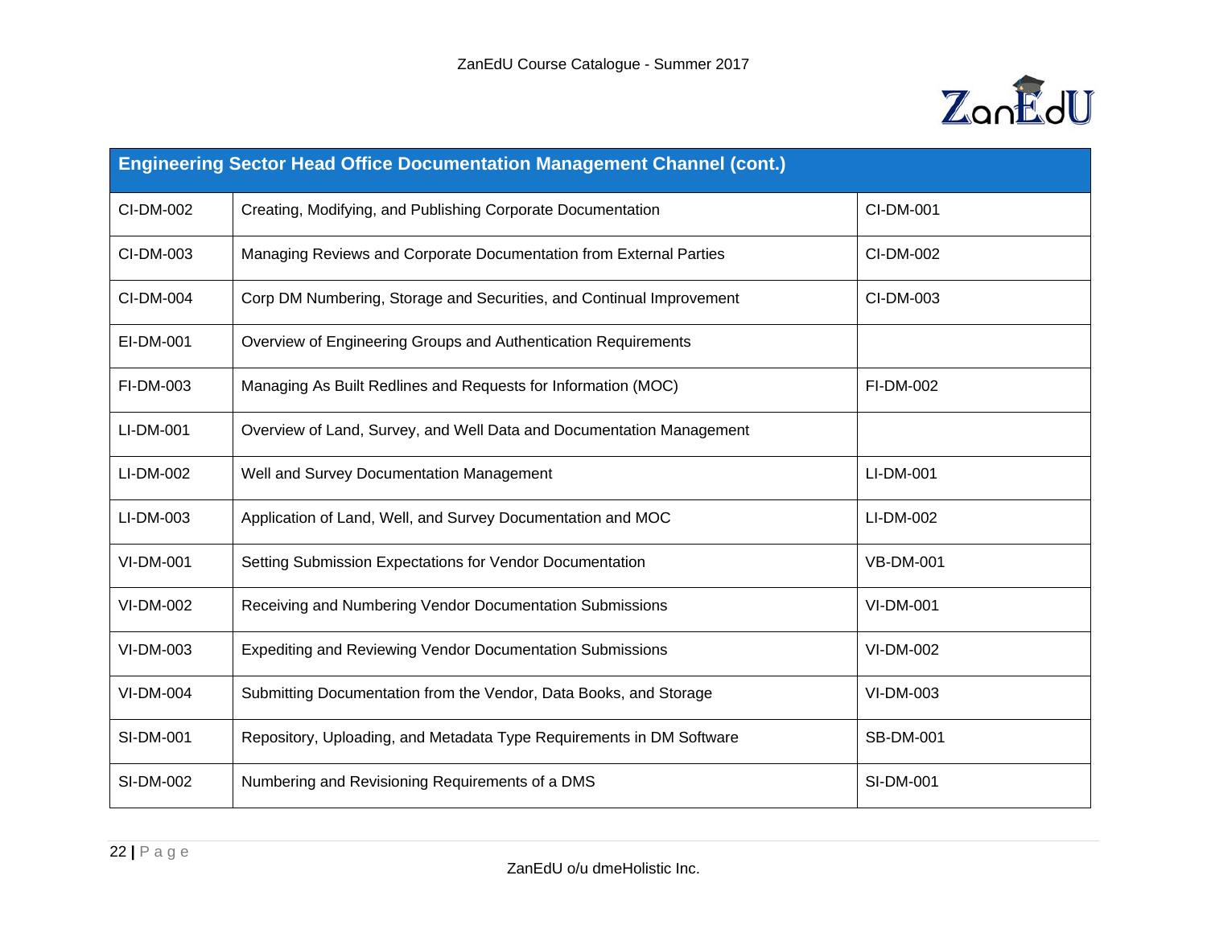| Engineering Sector Head Office Documentation Management Channel (cont.) | | |
|---|---|---|
| CI-DM-002 | Creating, Modifying, and Publishing Corporate Documentation | CI-DM-001 |
| CI-DM-003 | Managing Reviews and Corporate Documentation from External Parties | CI-DM-002 |
| CI-DM-004 | Corp DM Numbering, Storage and Securities, and Continual Improvement | CI-DM-003 |
| EI-DM-001 | Overview of Engineering Groups and Authentication Requirements | |
| FI-DM-003 | Managing As Built Redlines and Requests for Information (MOC) | FI-DM-002 |
| LI-DM-001 | Overview of Land, Survey, and Well Data and Documentation Management | |
| LI-DM-002 | Well and Survey Documentation Management | LI-DM-001 |
| LI-DM-003 | Application of Land, Well, and Survey Documentation and MOC | LI-DM-002 |
| VI-DM-001 | Setting Submission Expectations for Vendor Documentation | VB-DM-001 |
| VI-DM-002 | Receiving and Numbering Vendor Documentation Submissions | VI-DM-001 |
| VI-DM-003 | Expediting and Reviewing Vendor Documentation Submissions | VI-DM-002 |
| VI-DM-004 | Submitting Documentation from the Vendor, Data Books, and Storage | VI-DM-003 |
| SI-DM-001 | Repository, Uploading, and Metadata Type Requirements in DM Software | SB-DM-001 |
| SI-DM-002 | Numbering and Revisioning Requirements of a DMS | SI-DM-001 |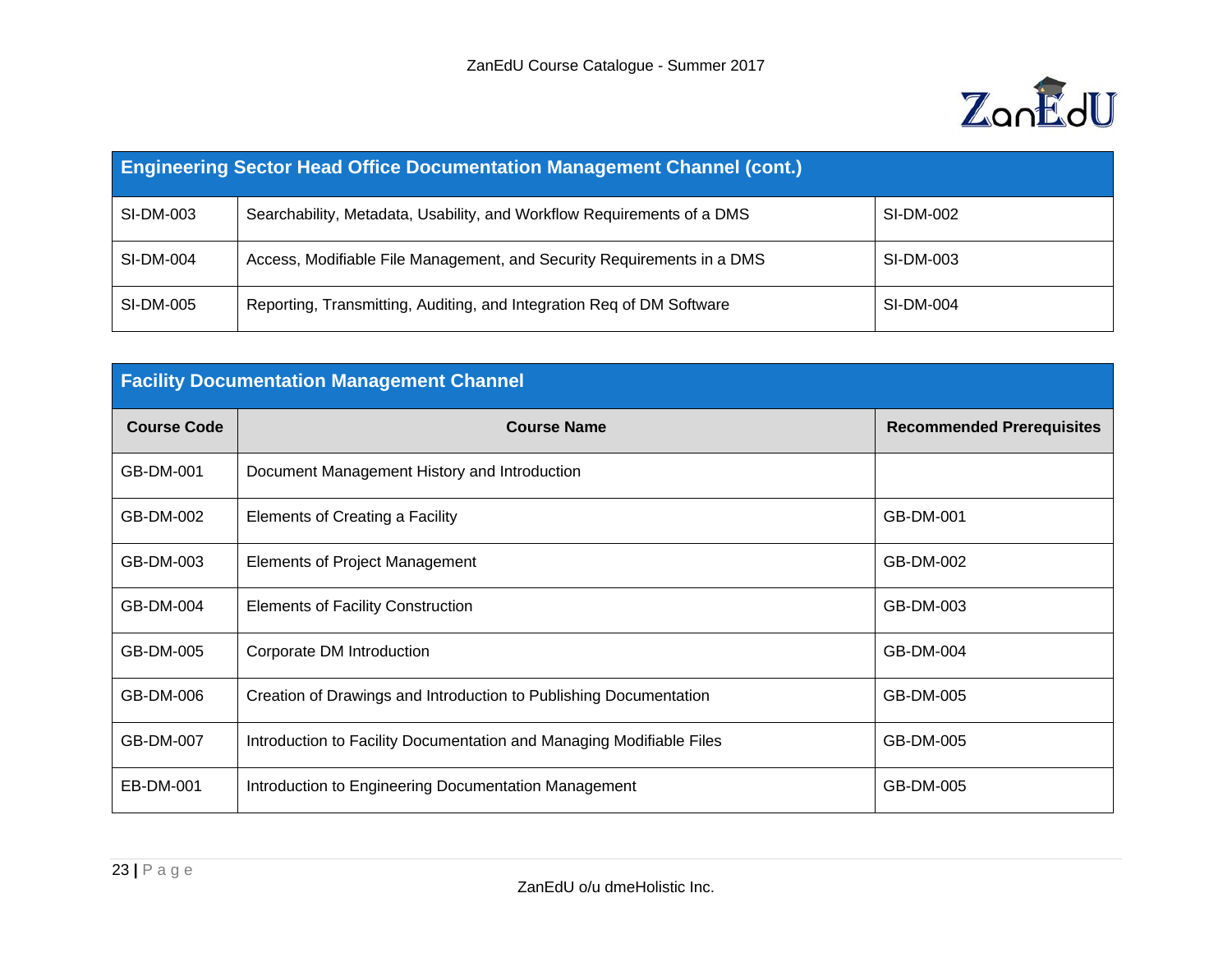| Engineering Sector Head Office Documentation Management Channel (cont.) | | |
|---|---|---|
| SI-DM-003 | Searchability, Metadata, Usability, and Workflow Requirements of a DMS | SI-DM-002 |
| SI-DM-004 | Access, Modifiable File Management, and Security Requirements in a DMS | SI-DM-003 |
| SI-DM-005 | Reporting, Transmitting, Auditing, and Integration Req of DM Software | SI-DM-004 |

| Facility Documentation Management Channel | | |
|---|---|---|
| **Course Code** | **Course Name** | **Recommended Prerequisites** |
| GB-DM-001 | Document Management History and Introduction | |
| GB-DM-002 | Elements of Creating a Facility | GB-DM-001 |
| GB-DM-003 | Elements of Project Management | GB-DM-002 |
| GB-DM-004 | Elements of Facility Construction | GB-DM-003 |
| GB-DM-005 | Corporate DM Introduction | GB-DM-004 |
| GB-DM-006 | Creation of Drawings and Introduction to Publishing Documentation | GB-DM-005 |
| GB-DM-007 | Introduction to Facility Documentation and Managing Modifiable Files | GB-DM-005 |
| EB-DM-001 | Introduction to Engineering Documentation Management | GB-DM-005 |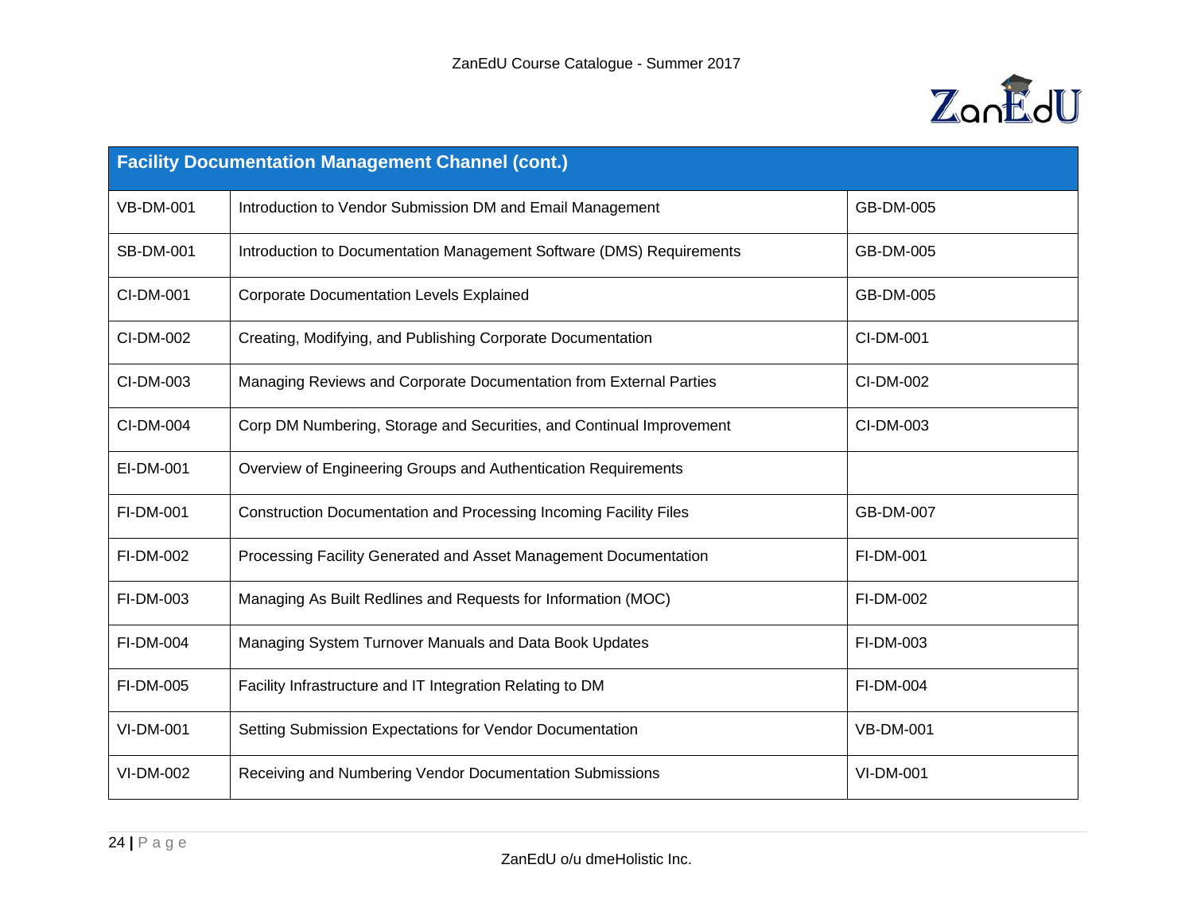| Facility Documentation Management Channel (cont.) | | |
|---|---|---|
| VB-DM-001 | Introduction to Vendor Submission DM and Email Management | GB-DM-005 |
| SB-DM-001 | Introduction to Documentation Management Software (DMS) Requirements | GB-DM-005 |
| CI-DM-001 | Corporate Documentation Levels Explained | GB-DM-005 |
| CI-DM-002 | Creating, Modifying, and Publishing Corporate Documentation | CI-DM-001 |
| CI-DM-003 | Managing Reviews and Corporate Documentation from External Parties | CI-DM-002 |
| CI-DM-004 | Corp DM Numbering, Storage and Securities, and Continual Improvement | CI-DM-003 |
| EI-DM-001 | Overview of Engineering Groups and Authentication Requirements | |
| FI-DM-001 | Construction Documentation and Processing Incoming Facility Files | GB-DM-007 |
| FI-DM-002 | Processing Facility Generated and Asset Management Documentation | FI-DM-001 |
| FI-DM-003 | Managing As Built Redlines and Requests for Information (MOC) | FI-DM-002 |
| FI-DM-004 | Managing System Turnover Manuals and Data Book Updates | FI-DM-003 |
| FI-DM-005 | Facility Infrastructure and IT Integration Relating to DM | FI-DM-004 |
| VI-DM-001 | Setting Submission Expectations for Vendor Documentation | VB-DM-001 |
| VI-DM-002 | Receiving and Numbering Vendor Documentation Submissions | VI-DM-001 |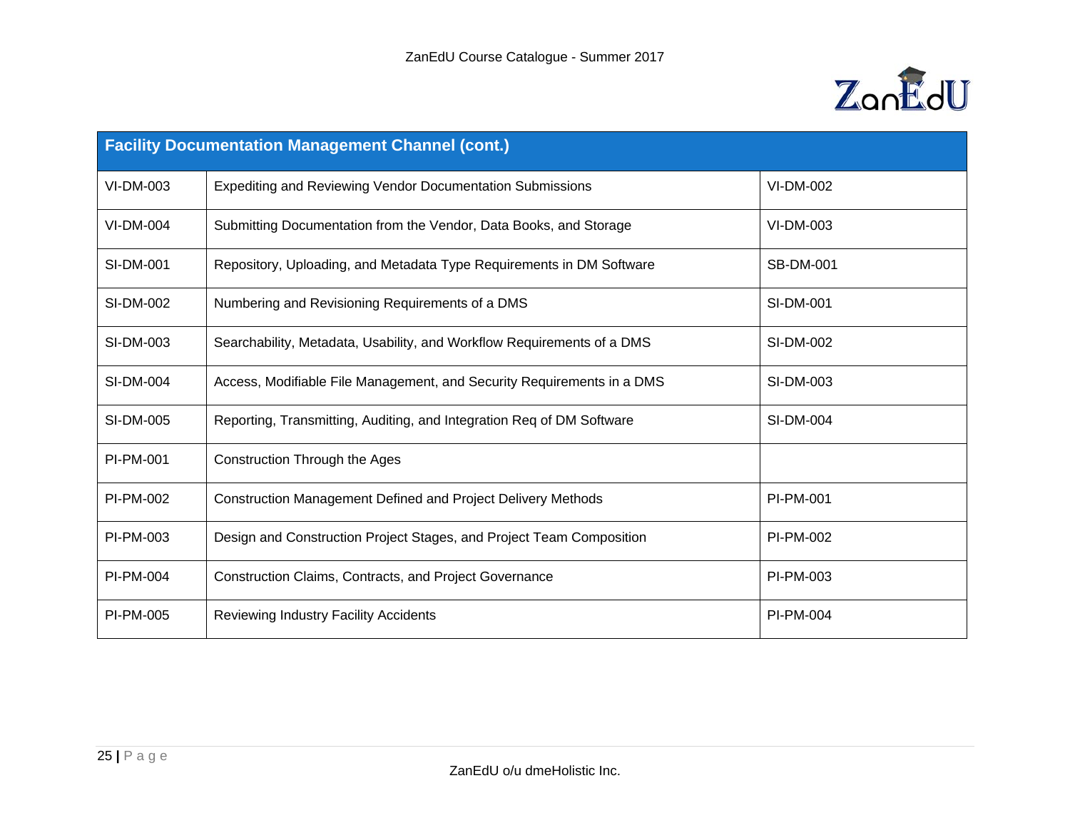| Facility Documentation Management Channel (cont.) | | |
|---|---|---|
| VI-DM-003 | Expediting and Reviewing Vendor Documentation Submissions | VI-DM-002 |
| VI-DM-004 | Submitting Documentation from the Vendor, Data Books, and Storage | VI-DM-003 |
| SI-DM-001 | Repository, Uploading, and Metadata Type Requirements in DM Software | SB-DM-001 |
| SI-DM-002 | Numbering and Revisioning Requirements of a DMS | SI-DM-001 |
| SI-DM-003 | Searchability, Metadata, Usability, and Workflow Requirements of a DMS | SI-DM-002 |
| SI-DM-004 | Access, Modifiable File Management, and Security Requirements in a DMS | SI-DM-003 |
| SI-DM-005 | Reporting, Transmitting, Auditing, and Integration Req of DM Software | SI-DM-004 |
| PI-PM-001 | Construction Through the Ages | |
| PI-PM-002 | Construction Management Defined and Project Delivery Methods | PI-PM-001 |
| PI-PM-003 | Design and Construction Project Stages, and Project Team Composition | PI-PM-002 |
| PI-PM-004 | Construction Claims, Contracts, and Project Governance | PI-PM-003 |
| PI-PM-005 | Reviewing Industry Facility Accidents | PI-PM-004 |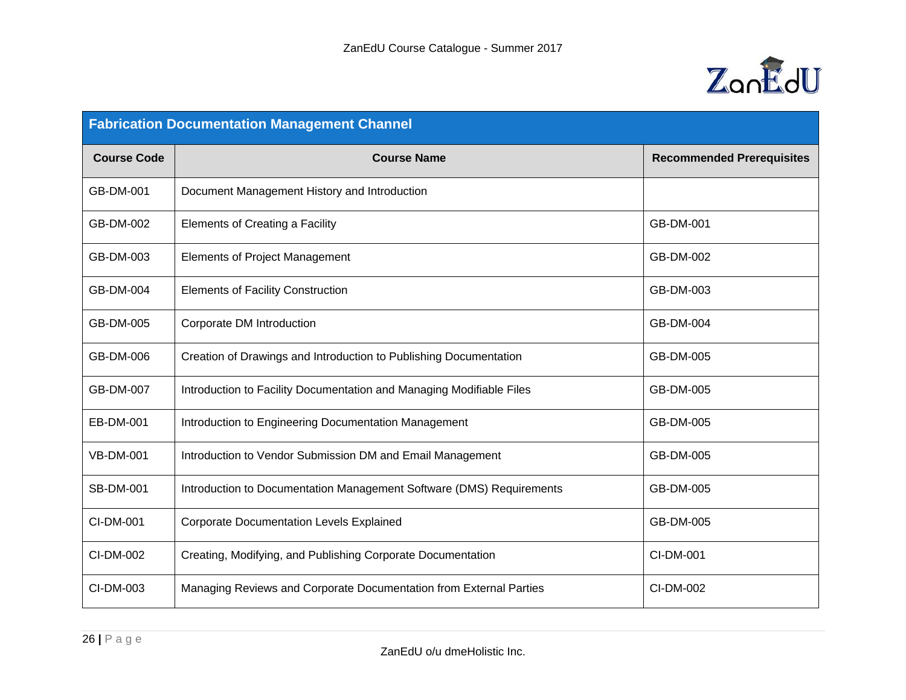| Fabrication Documentation Management Channel | | |
|---|---|---|
| **Course Code** | **Course Name** | **Recommended Prerequisites** |
| GB-DM-001 | Document Management History and Introduction | |
| GB-DM-002 | Elements of Creating a Facility | GB-DM-001 |
| GB-DM-003 | Elements of Project Management | GB-DM-002 |
| GB-DM-004 | Elements of Facility Construction | GB-DM-003 |
| GB-DM-005 | Corporate DM Introduction | GB-DM-004 |
| GB-DM-006 | Creation of Drawings and Introduction to Publishing Documentation | GB-DM-005 |
| GB-DM-007 | Introduction to Facility Documentation and Managing Modifiable Files | GB-DM-005 |
| EB-DM-001 | Introduction to Engineering Documentation Management | GB-DM-005 |
| VB-DM-001 | Introduction to Vendor Submission DM and Email Management | GB-DM-005 |
| SB-DM-001 | Introduction to Documentation Management Software (DMS) Requirements | GB-DM-005 |
| CI-DM-001 | Corporate Documentation Levels Explained | GB-DM-005 |
| CI-DM-002 | Creating, Modifying, and Publishing Corporate Documentation | CI-DM-001 |
| CI-DM-003 | Managing Reviews and Corporate Documentation from External Parties | CI-DM-002 |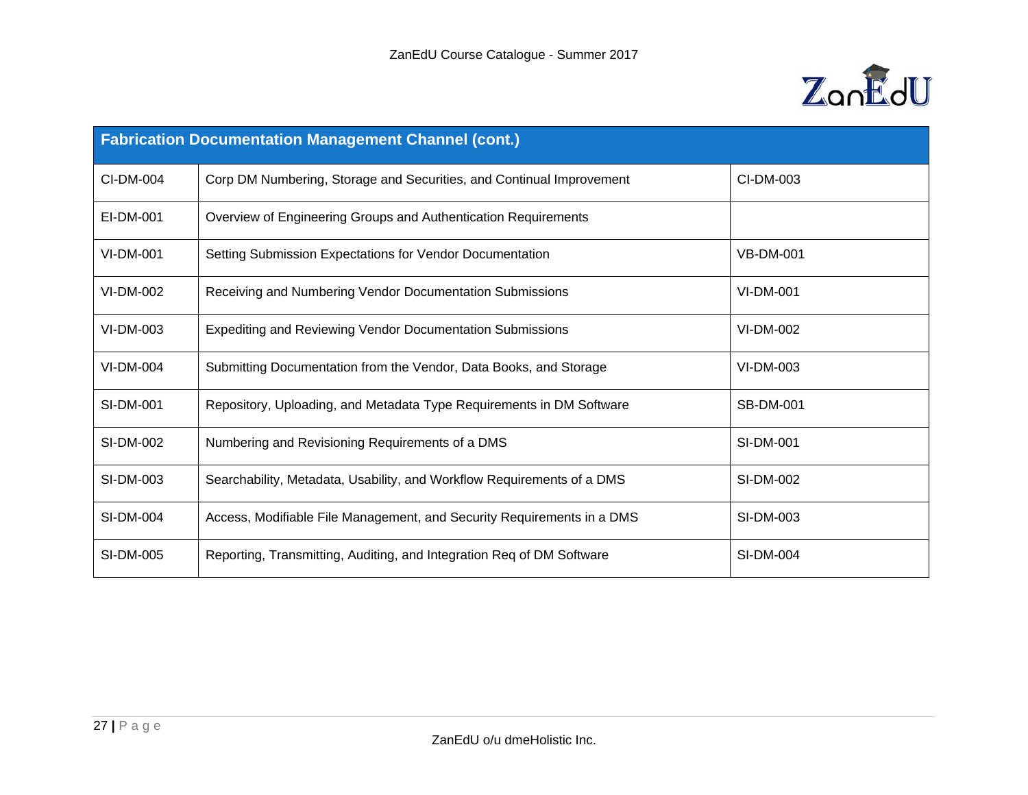| Fabrication Documentation Management Channel (cont.) | | |
|---|---|---|
| CI-DM-004 | Corp DM Numbering, Storage and Securities, and Continual Improvement | CI-DM-003 |
| EI-DM-001 | Overview of Engineering Groups and Authentication Requirements | |
| VI-DM-001 | Setting Submission Expectations for Vendor Documentation | VB-DM-001 |
| VI-DM-002 | Receiving and Numbering Vendor Documentation Submissions | VI-DM-001 |
| VI-DM-003 | Expediting and Reviewing Vendor Documentation Submissions | VI-DM-002 |
| VI-DM-004 | Submitting Documentation from the Vendor, Data Books, and Storage | VI-DM-003 |
| SI-DM-001 | Repository, Uploading, and Metadata Type Requirements in DM Software | SB-DM-001 |
| SI-DM-002 | Numbering and Revisioning Requirements of a DMS | SI-DM-001 |
| SI-DM-003 | Searchability, Metadata, Usability, and Workflow Requirements of a DMS | SI-DM-002 |
| SI-DM-004 | Access, Modifiable File Management, and Security Requirements in a DMS | SI-DM-003 |
| SI-DM-005 | Reporting, Transmitting, Auditing, and Integration Req of DM Software | SI-DM-004 |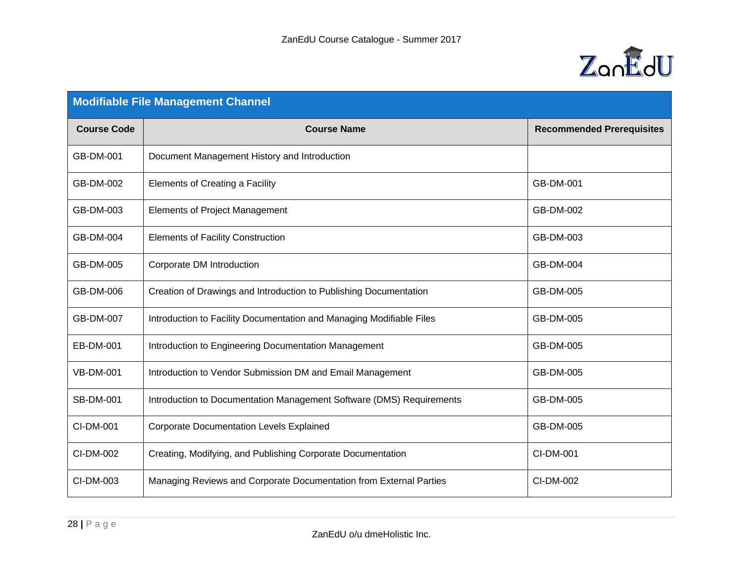| Modifiable File Management Channel | | |
|---|---|---|
| **Course Code** | **Course Name** | **Recommended Prerequisites** |
| GB-DM-001 | Document Management History and Introduction | |
| GB-DM-002 | Elements of Creating a Facility | GB-DM-001 |
| GB-DM-003 | Elements of Project Management | GB-DM-002 |
| GB-DM-004 | Elements of Facility Construction | GB-DM-003 |
| GB-DM-005 | Corporate DM Introduction | GB-DM-004 |
| GB-DM-006 | Creation of Drawings and Introduction to Publishing Documentation | GB-DM-005 |
| GB-DM-007 | Introduction to Facility Documentation and Managing Modifiable Files | GB-DM-005 |
| EB-DM-001 | Introduction to Engineering Documentation Management | GB-DM-005 |
| VB-DM-001 | Introduction to Vendor Submission DM and Email Management | GB-DM-005 |
| SB-DM-001 | Introduction to Documentation Management Software (DMS) Requirements | GB-DM-005 |
| CI-DM-001 | Corporate Documentation Levels Explained | GB-DM-005 |
| CI-DM-002 | Creating, Modifying, and Publishing Corporate Documentation | CI-DM-001 |
| CI-DM-003 | Managing Reviews and Corporate Documentation from External Parties | CI-DM-002 |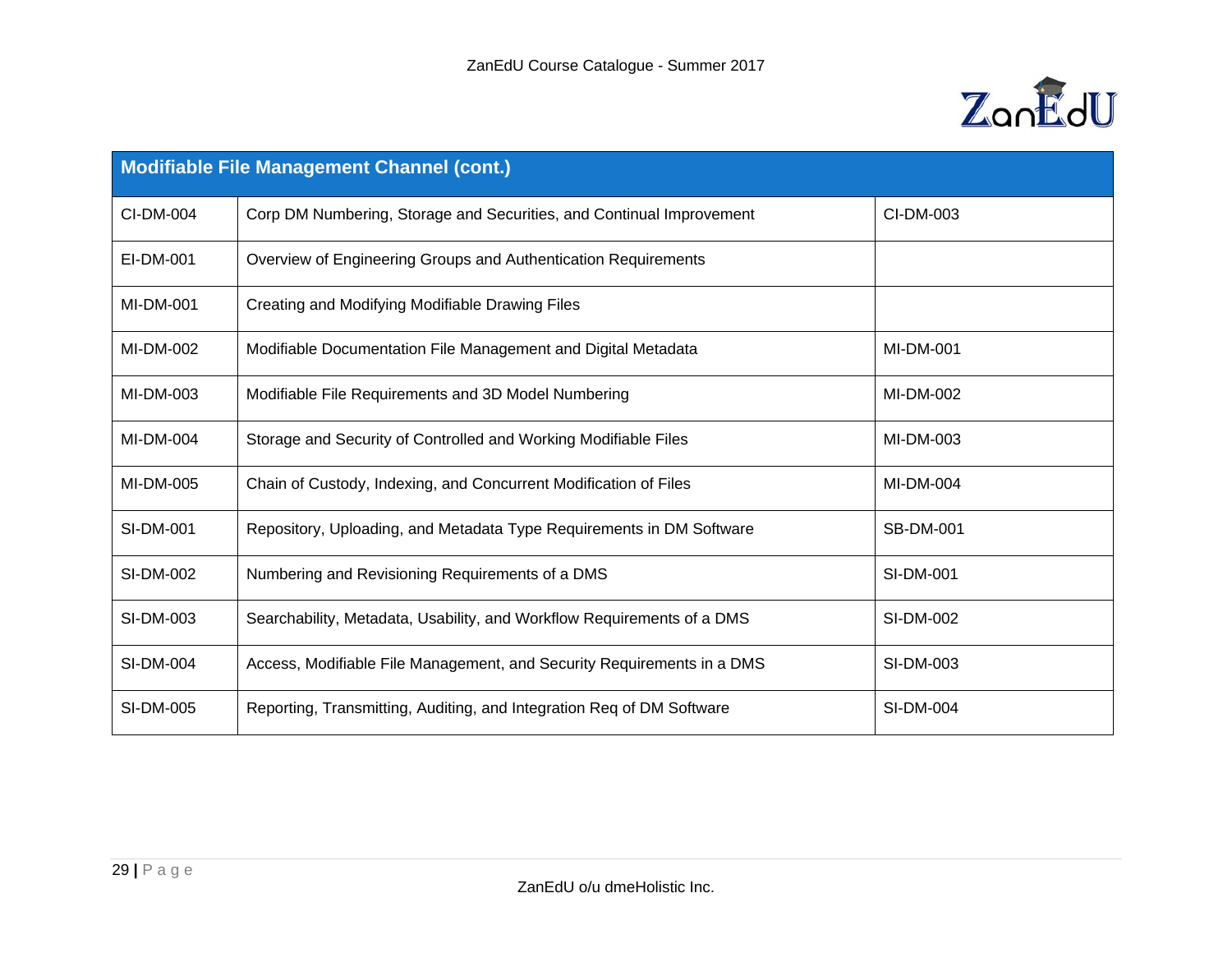| Modifiable File Management Channel (cont.) | | |
|---|---|---|
| CI-DM-004 | Corp DM Numbering, Storage and Securities, and Continual Improvement | CI-DM-003 |
| EI-DM-001 | Overview of Engineering Groups and Authentication Requirements | |
| MI-DM-001 | Creating and Modifying Modifiable Drawing Files | |
| MI-DM-002 | Modifiable Documentation File Management and Digital Metadata | MI-DM-001 |
| MI-DM-003 | Modifiable File Requirements and 3D Model Numbering | MI-DM-002 |
| MI-DM-004 | Storage and Security of Controlled and Working Modifiable Files | MI-DM-003 |
| MI-DM-005 | Chain of Custody, Indexing, and Concurrent Modification of Files | MI-DM-004 |
| SI-DM-001 | Repository, Uploading, and Metadata Type Requirements in DM Software | SB-DM-001 |
| SI-DM-002 | Numbering and Revisioning Requirements of a DMS | SI-DM-001 |
| SI-DM-003 | Searchability, Metadata, Usability, and Workflow Requirements of a DMS | SI-DM-002 |
| SI-DM-004 | Access, Modifiable File Management, and Security Requirements in a DMS | SI-DM-003 |
| SI-DM-005 | Reporting, Transmitting, Auditing, and Integration Req of DM Software | SI-DM-004 |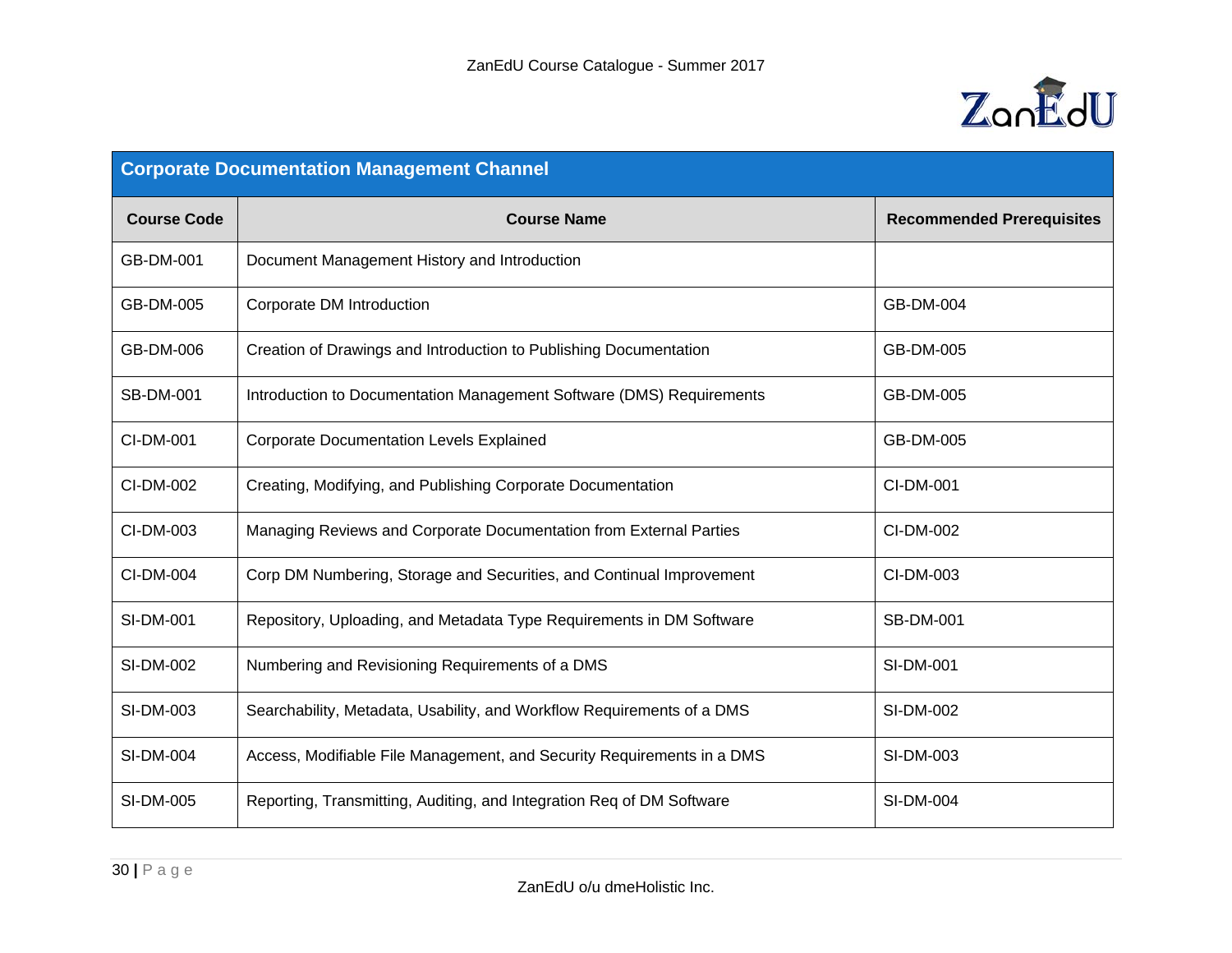| Corporate Documentation Management Channel | | |
|---|---|---|
| **Course Code** | **Course Name** | **Recommended Prerequisites** |
| GB-DM-001 | Document Management History and Introduction | |
| GB-DM-005 | Corporate DM Introduction | GB-DM-004 |
| GB-DM-006 | Creation of Drawings and Introduction to Publishing Documentation | GB-DM-005 |
| SB-DM-001 | Introduction to Documentation Management Software (DMS) Requirements | GB-DM-005 |
| CI-DM-001 | Corporate Documentation Levels Explained | GB-DM-005 |
| CI-DM-002 | Creating, Modifying, and Publishing Corporate Documentation | CI-DM-001 |
| CI-DM-003 | Managing Reviews and Corporate Documentation from External Parties | CI-DM-002 |
| CI-DM-004 | Corp DM Numbering, Storage and Securities, and Continual Improvement | CI-DM-003 |
| SI-DM-001 | Repository, Uploading, and Metadata Type Requirements in DM Software | SB-DM-001 |
| SI-DM-002 | Numbering and Revisioning Requirements of a DMS | SI-DM-001 |
| SI-DM-003 | Searchability, Metadata, Usability, and Workflow Requirements of a DMS | SI-DM-002 |
| SI-DM-004 | Access, Modifiable File Management, and Security Requirements in a DMS | SI-DM-003 |
| SI-DM-005 | Reporting, Transmitting, Auditing, and Integration Req of DM Software | SI-DM-004 |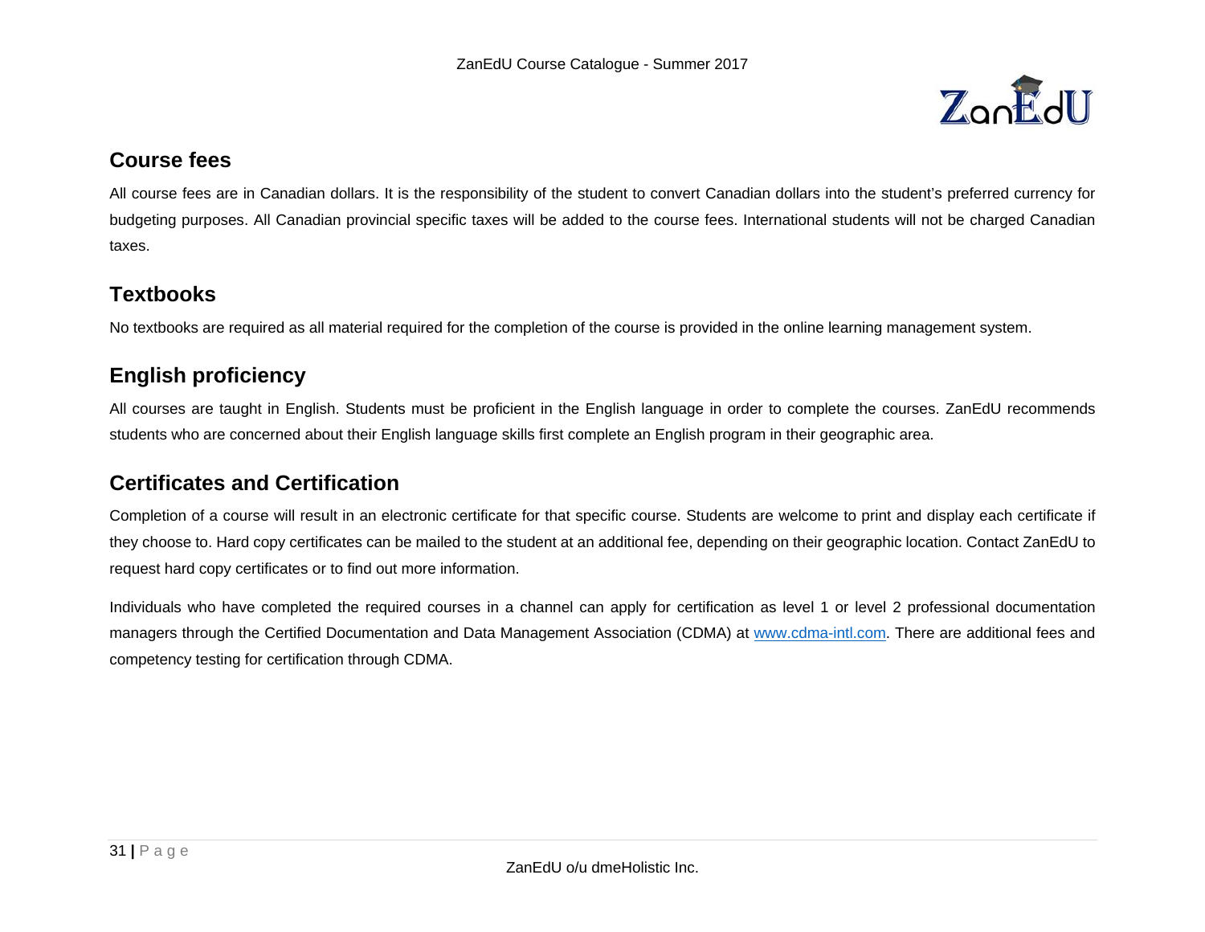## Course fees

All course fees are in Canadian dollars. It is the responsibility of the student to convert Canadian dollars into the student's preferred currency for budgeting purposes. All Canadian provincial specific taxes will be added to the course fees. International students will not be charged Canadian taxes.

## Textbooks

No textbooks are required as all material required for the completion of the course is provided in the online learning management system.

## English proficiency

All courses are taught in English. Students must be proficient in the English language in order to complete the courses. ZanEdU recommends students who are concerned about their English language skills first complete an English program in their geographic area.

## Certificates and Certification

Completion of a course will result in an electronic certificate for that specific course. Students are welcome to print and display each certificate if they choose to. Hard copy certificates can be mailed to the student at an additional fee, depending on their geographic location. Contact ZanEdU to request hard copy certificates or to find out more information.

Individuals who have completed the required courses in a channel can apply for certification as level 1 or level 2 professional documentation managers through the Certified Documentation and Data Management Association (CDMA) at [www.cdma-intl.com](http://www.cdma-intl.com). There are additional fees and competency testing for certification through CDMA.